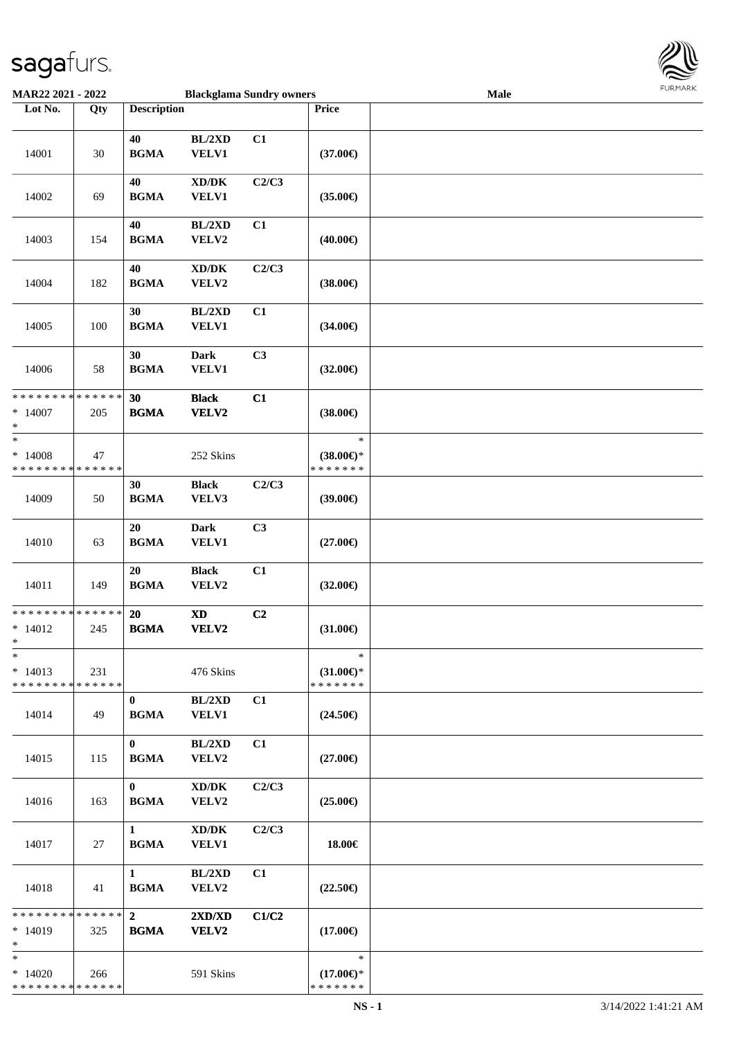**MAR22 2021 - 2022** **Blackglama Sundry owners** **Male**

| Lot No. | Qty | Description | | | Price | |
|---|---|---|---|---|---|---|
| 14001 | 30 | 40 BGMA | BL/2XD VELV1 | C1 | (37.00€) | |
| 14002 | 69 | 40 BGMA | XD/DK VELV1 | C2/C3 | (35.00€) | |
| 14003 | 154 | 40 BGMA | BL/2XD VELV2 | C1 | (40.00€) | |
| 14004 | 182 | 40 BGMA | XD/DK VELV2 | C2/C3 | (38.00€) | |
| 14005 | 100 | 30 BGMA | BL/2XD VELV1 | C1 | (34.00€) | |
| 14006 | 58 | 30 BGMA | Dark VELV1 | C3 | (32.00€) | |
| * * * * * * * * * * * * * * <br>* 14007<br>* | 205 | 30 BGMA | Black VELV2 | C1 | (38.00€) | |
| *<br>* 14008<br>* * * * * * * * * * * * * * | 47 | | 252 Skins | | *<br>(38.00€)*<br>* * * * * * * | |
| 14009 | 50 | 30 BGMA | Black VELV3 | C2/C3 | (39.00€) | |
| 14010 | 63 | 20 BGMA | Dark VELV1 | C3 | (27.00€) | |
| 14011 | 149 | 20 BGMA | Black VELV2 | C1 | (32.00€) | |
| * * * * * * * * * * * * * * <br>* 14012<br>* | 245 | 20 BGMA | XD VELV2 | C2 | (31.00€) | |
| *<br>* 14013<br>* * * * * * * * * * * * * * | 231 | | 476 Skins | | *<br>(31.00€)*<br>* * * * * * * | |
| 14014 | 49 | 0 BGMA | BL/2XD VELV1 | C1 | (24.50€) | |
| 14015 | 115 | 0 BGMA | BL/2XD VELV2 | C1 | (27.00€) | |
| 14016 | 163 | 0 BGMA | XD/DK VELV2 | C2/C3 | (25.00€) | |
| 14017 | 27 | 1 BGMA | XD/DK VELV1 | C2/C3 | 18.00€ | |
| 14018 | 41 | 1 BGMA | BL/2XD VELV2 | C1 | (22.50€) | |
| * * * * * * * * * * * * * * <br>* 14019<br>* | 325 | 2 BGMA | 2XD/XD VELV2 | C1/C2 | (17.00€) | |
| *<br>* 14020<br>* * * * * * * * * * * * * * | 266 | | 591 Skins | | *<br>(17.00€)*<br>* * * * * * * | |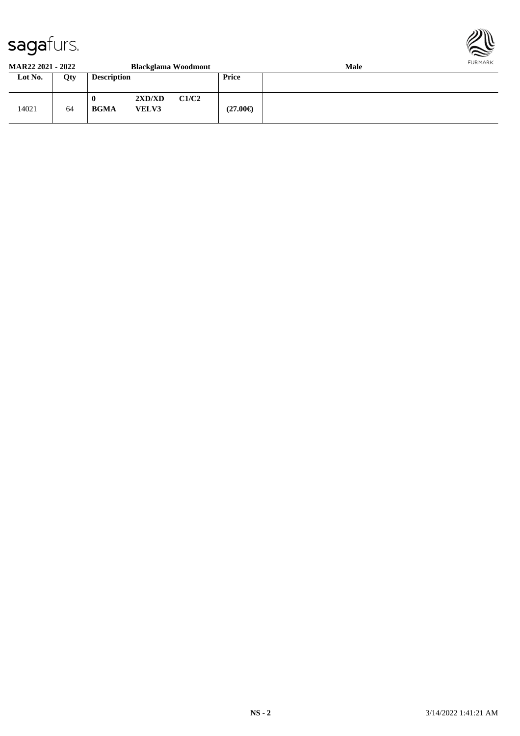**MAR22 2021 - 2022** **Blackglama Woodmont** **Male**

| Lot No. | Qty | Description | | | Price | |
|---|---|---|---|---|---|---|
| 14021 | 64 | **0** **BGMA** | **2XD/XD** **VELV3** | **C1/C2** | **(27.00€)** | |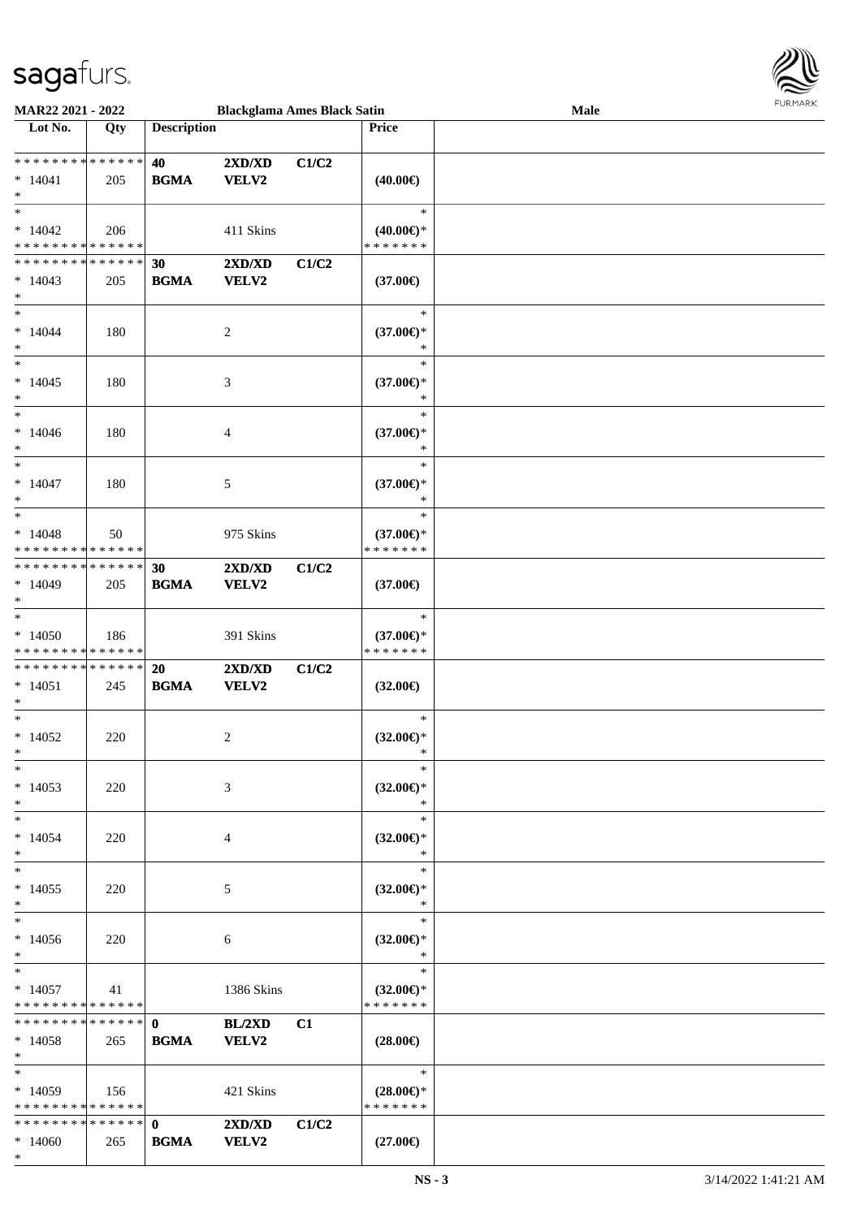**MAR22 2021 - 2022** | **Blackglama Ames Black Satin** | **Male**

| Lot No. | Qty | Description | | | Price | |
|---|---|---|---|---|---|---|
| * * * * * * * * * * * * * * | | **40** | **2XD/XD** | **C1/C2** | | |
| * 14041 | 205 | **BGMA** | **VELV2** | | **(40.00€)** | |
| * | | | | | | |
| * | | | | | * | |
| * 14042 | 206 | | 411 Skins | | **(40.00€)*** | |
| * * * * * * * * * * * * * * | | | | | * * * * * * * | |
| * * * * * * * * * * * * * * | | **30** | **2XD/XD** | **C1/C2** | | |
| * 14043 | 205 | **BGMA** | **VELV2** | | **(37.00€)** | |
| * | | | | | | |
| * | | | | | * | |
| * 14044 | 180 | | 2 | | **(37.00€)*** | |
| * | | | | | * | |
| * | | | | | * | |
| * 14045 | 180 | | 3 | | **(37.00€)*** | |
| * | | | | | * | |
| * | | | | | * | |
| * 14046 | 180 | | 4 | | **(37.00€)*** | |
| * | | | | | * | |
| * | | | | | * | |
| * 14047 | 180 | | 5 | | **(37.00€)*** | |
| * | | | | | * | |
| * | | | | | * | |
| * 14048 | 50 | | 975 Skins | | **(37.00€)*** | |
| * * * * * * * * * * * * * * | | | | | * * * * * * * | |
| * * * * * * * * * * * * * * | | **30** | **2XD/XD** | **C1/C2** | | |
| * 14049 | 205 | **BGMA** | **VELV2** | | **(37.00€)** | |
| * | | | | | | |
| * | | | | | * | |
| * 14050 | 186 | | 391 Skins | | **(37.00€)*** | |
| * * * * * * * * * * * * * * | | | | | * * * * * * * | |
| * * * * * * * * * * * * * * | | **20** | **2XD/XD** | **C1/C2** | | |
| * 14051 | 245 | **BGMA** | **VELV2** | | **(32.00€)** | |
| * | | | | | | |
| * | | | | | * | |
| * 14052 | 220 | | 2 | | **(32.00€)*** | |
| * | | | | | * | |
| * | | | | | * | |
| * 14053 | 220 | | 3 | | **(32.00€)*** | |
| * | | | | | * | |
| * | | | | | * | |
| * 14054 | 220 | | 4 | | **(32.00€)*** | |
| * | | | | | * | |
| * | | | | | * | |
| * 14055 | 220 | | 5 | | **(32.00€)*** | |
| * | | | | | * | |
| * | | | | | * | |
| * 14056 | 220 | | 6 | | **(32.00€)*** | |
| * | | | | | * | |
| * | | | | | * | |
| * 14057 | 41 | | 1386 Skins | | **(32.00€)*** | |
| * * * * * * * * * * * * * * | | | | | * * * * * * * | |
| * * * * * * * * * * * * * * | | **0** | **BL/2XD** | **C1** | | |
| * 14058 | 265 | **BGMA** | **VELV2** | | **(28.00€)** | |
| * | | | | | | |
| * | | | | | * | |
| * 14059 | 156 | | 421 Skins | | **(28.00€)*** | |
| * * * * * * * * * * * * * * | | | | | * * * * * * * | |
| * * * * * * * * * * * * * * | | **0** | **2XD/XD** | **C1/C2** | | |
| * 14060 | 265 | **BGMA** | **VELV2** | | **(27.00€)** | |
| * | | | | | | |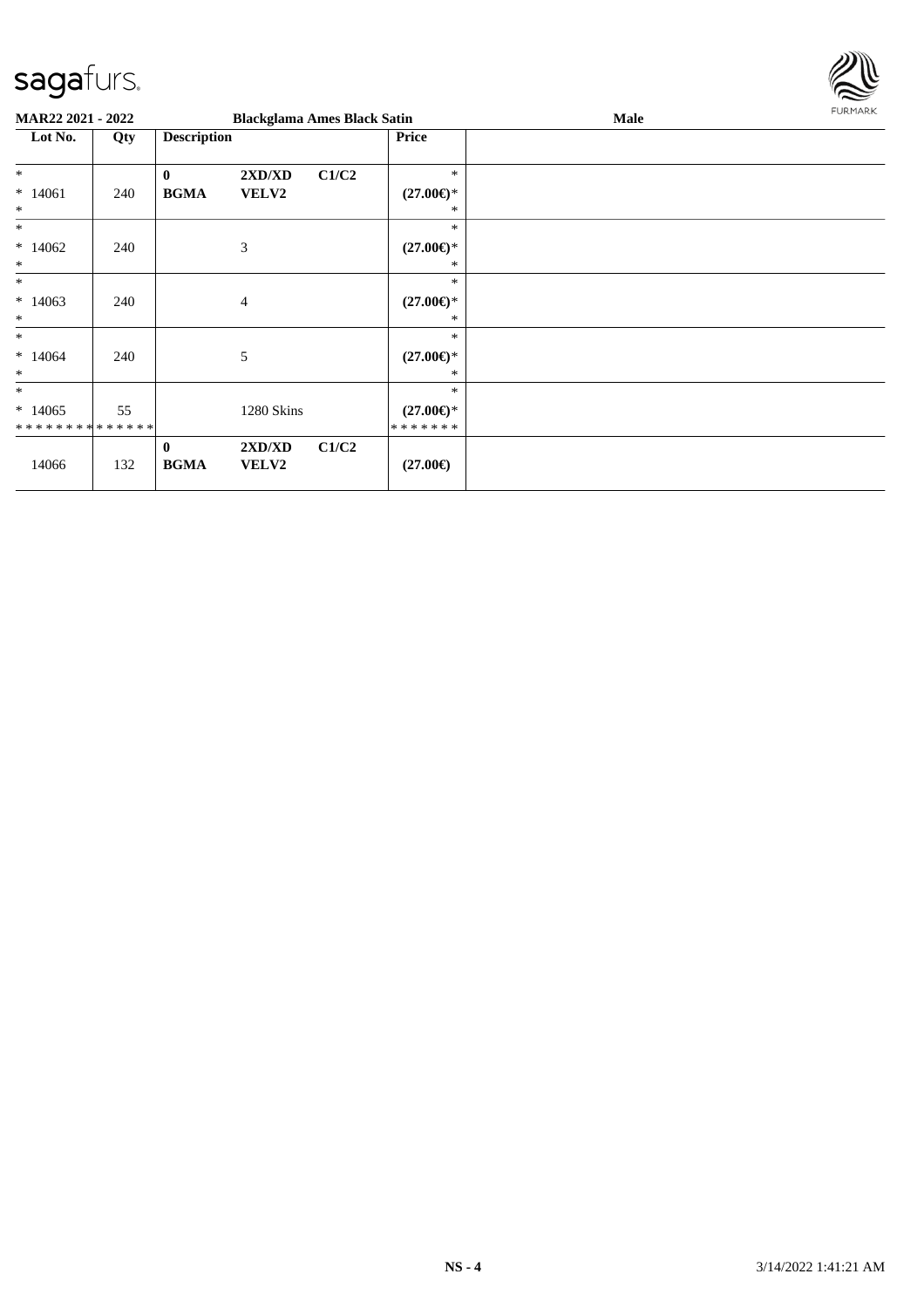MAR22 2021 - 2022 | Blackglama Ames Black Satin | Male

| Lot No. | Qty | Description | | | Price | |
|---|---|---|---|---|---|---|
| *<br>* 14061<br>* | 240 | 0<br>**BGMA** | **2XD/XD**<br>**VELV2** | **C1/C2** | *<br>**(27.00€)***<br>* | |
| *<br>* 14062<br>* | 240 | | 3 | | *<br>**(27.00€)***<br>* | |
| *<br>* 14063<br>* | 240 | | 4 | | *<br>**(27.00€)***<br>* | |
| *<br>* 14064<br>* | 240 | | 5 | | *<br>**(27.00€)***<br>* | |
| *<br>* 14065<br>************** | 55 | | 1280 Skins | | *<br>**(27.00€)***<br>******* | |
| 14066 | 132 | 0<br>**BGMA** | **2XD/XD**<br>**VELV2** | **C1/C2** | **(27.00€)** | |

NS - 4 | 3/14/2022 1:41:21 AM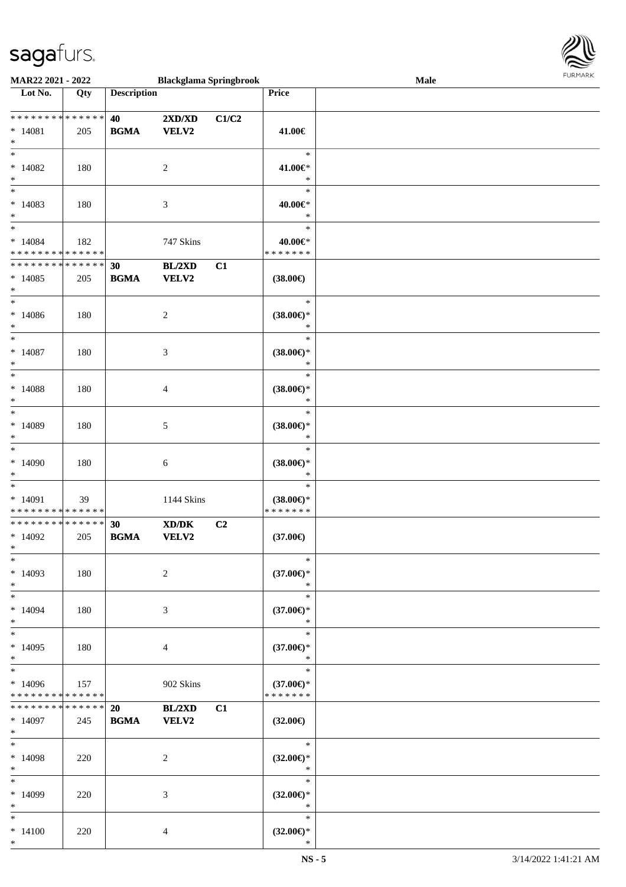**MAR22 2021 - 2022** | **Blackglama Springbrook** | **Male**

| Lot No. | Qty | Description | | | Price | |
|---|---|---|---|---|---|---|
| * * * * * * * * * * * * * * | | **40** | **2XD/XD** | **C1/C2** | | |
| * 14081 | 205 | **BGMA** | **VELV2** | | **41.00€** | |
| * | | | | | | |
| * | | | | | * | |
| * 14082 | 180 | | 2 | | **41.00€*** | |
| * | | | | | * | |
| * | | | | | * | |
| * 14083 | 180 | | 3 | | **40.00€*** | |
| * | | | | | * | |
| * | | | | | * | |
| * 14084 | 182 | | 747 Skins | | **40.00€*** | |
| * * * * * * * * * * * * * * | | | | | * * * * * * * | |
| * * * * * * * * * * * * * * | | **30** | **BL/2XD** | **C1** | | |
| * 14085 | 205 | **BGMA** | **VELV2** | | **(38.00€)** | |
| * | | | | | | |
| * | | | | | * | |
| * 14086 | 180 | | 2 | | **(38.00€)*** | |
| * | | | | | * | |
| * | | | | | * | |
| * 14087 | 180 | | 3 | | **(38.00€)*** | |
| * | | | | | * | |
| * | | | | | * | |
| * 14088 | 180 | | 4 | | **(38.00€)*** | |
| * | | | | | * | |
| * | | | | | * | |
| * 14089 | 180 | | 5 | | **(38.00€)*** | |
| * | | | | | * | |
| * | | | | | * | |
| * 14090 | 180 | | 6 | | **(38.00€)*** | |
| * | | | | | * | |
| * | | | | | * | |
| * 14091 | 39 | | 1144 Skins | | **(38.00€)*** | |
| * * * * * * * * * * * * * * | | | | | * * * * * * * | |
| * * * * * * * * * * * * * * | | **30** | **XD/DK** | **C2** | | |
| * 14092 | 205 | **BGMA** | **VELV2** | | **(37.00€)** | |
| * | | | | | | |
| * | | | | | * | |
| * 14093 | 180 | | 2 | | **(37.00€)*** | |
| * | | | | | * | |
| * | | | | | * | |
| * 14094 | 180 | | 3 | | **(37.00€)*** | |
| * | | | | | * | |
| * | | | | | * | |
| * 14095 | 180 | | 4 | | **(37.00€)*** | |
| * | | | | | * | |
| * | | | | | * | |
| * 14096 | 157 | | 902 Skins | | **(37.00€)*** | |
| * * * * * * * * * * * * * * | | | | | * * * * * * * | |
| * * * * * * * * * * * * * * | | **20** | **BL/2XD** | **C1** | | |
| * 14097 | 245 | **BGMA** | **VELV2** | | **(32.00€)** | |
| * | | | | | | |
| * | | | | | * | |
| * 14098 | 220 | | 2 | | **(32.00€)*** | |
| * | | | | | * | |
| * | | | | | * | |
| * 14099 | 220 | | 3 | | **(32.00€)*** | |
| * | | | | | * | |
| * | | | | | * | |
| * 14100 | 220 | | 4 | | **(32.00€)*** | |
| * | | | | | * | |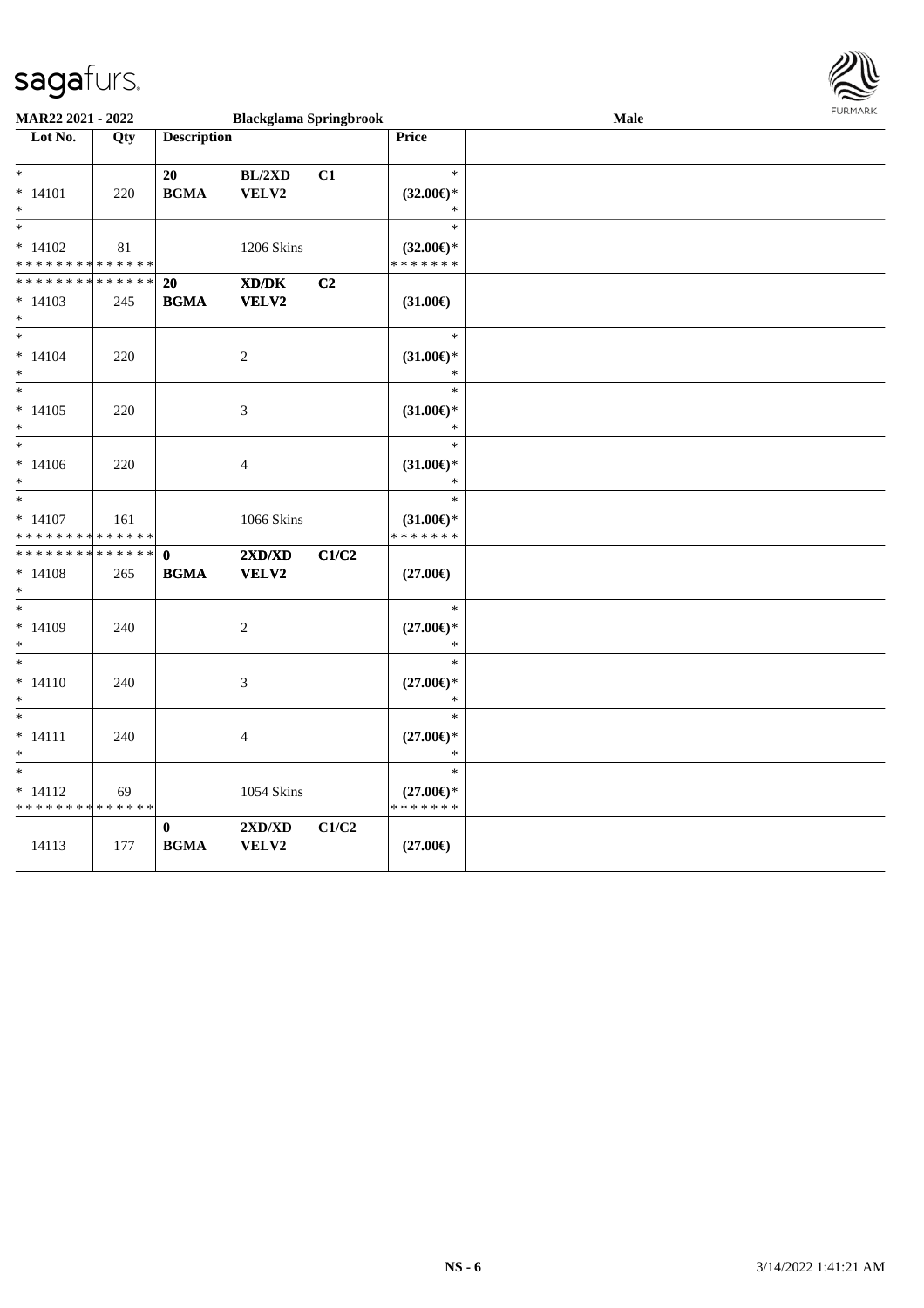**MAR22 2021 - 2022** | **Blackglama Springbrook** | **Male**

| Lot No. | Qty | Description | | | Price | |
|---|---|---|---|---|---|---|
| * | | 20 | BL/2XD | C1 | * | |
| * 14101 | 220 | BGMA | VELV2 | | (32.00€)* | |
| * | | | | | * | |
| * | | | | | * | |
| * 14102 | 81 | | 1206 Skins | | (32.00€)* | |
| * * * * * * * * * * * * * * | | | | | * * * * * * * | |
| * * * * * * * * * * * * * * | | 20 | XD/DK | C2 | | |
| * 14103 | 245 | BGMA | VELV2 | | (31.00€) | |
| * | | | | | | |
| * | | | | | * | |
| * 14104 | 220 | | 2 | | (31.00€)* | |
| * | | | | | * | |
| * | | | | | * | |
| * 14105 | 220 | | 3 | | (31.00€)* | |
| * | | | | | * | |
| * | | | | | * | |
| * 14106 | 220 | | 4 | | (31.00€)* | |
| * | | | | | * | |
| * | | | | | * | |
| * 14107 | 161 | | 1066 Skins | | (31.00€)* | |
| * * * * * * * * * * * * * * | | | | | * * * * * * * | |
| * * * * * * * * * * * * * * | | 0 | 2XD/XD | C1/C2 | | |
| * 14108 | 265 | BGMA | VELV2 | | (27.00€) | |
| * | | | | | | |
| * | | | | | * | |
| * 14109 | 240 | | 2 | | (27.00€)* | |
| * | | | | | * | |
| * | | | | | * | |
| * 14110 | 240 | | 3 | | (27.00€)* | |
| * | | | | | * | |
| * | | | | | * | |
| * 14111 | 240 | | 4 | | (27.00€)* | |
| * | | | | | * | |
| * | | | | | * | |
| * 14112 | 69 | | 1054 Skins | | (27.00€)* | |
| * * * * * * * * * * * * * * | | | | | * * * * * * * | |
| | | 0 | 2XD/XD | C1/C2 | | |
| 14113 | 177 | BGMA | VELV2 | | (27.00€) | |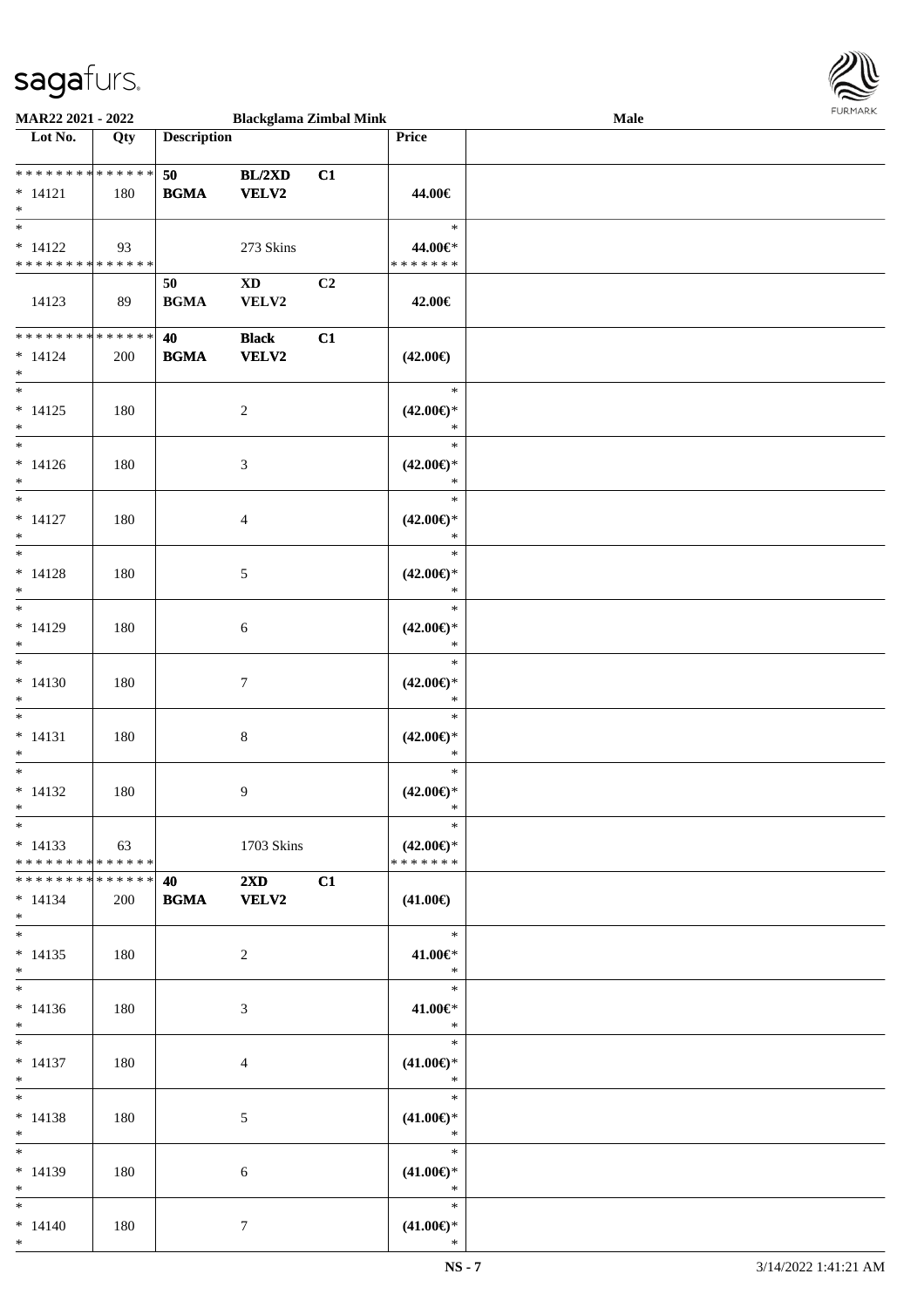**MAR22 2021 - 2022** | **Blackglama Zimbal Mink** | **Male**

| Lot No. | Qty | Description | | | Price | |
|---|---|---|---|---|---|---|
| * * * * * * * * * * * * * * | | 50 | BL/2XD | C1 | | |
| * 14121 | 180 | BGMA | VELV2 | | 44.00€ | |
| * | | | | | | |
| * | | | | | * | |
| * 14122 | 93 | | 273 Skins | | 44.00€* | |
| * * * * * * * * * * * * * * | | | | | * * * * * * * | |
| | | 50 | XD | C2 | | |
| 14123 | 89 | BGMA | VELV2 | | 42.00€ | |
| * * * * * * * * * * * * * * | | 40 | Black | C1 | | |
| * 14124 | 200 | BGMA | VELV2 | | (42.00€) | |
| * | | | | | | |
| * | | | | | * | |
| * 14125 | 180 | | 2 | | (42.00€)* | |
| * | | | | | * | |
| * | | | | | * | |
| * 14126 | 180 | | 3 | | (42.00€)* | |
| * | | | | | * | |
| * | | | | | * | |
| * 14127 | 180 | | 4 | | (42.00€)* | |
| * | | | | | * | |
| * | | | | | * | |
| * 14128 | 180 | | 5 | | (42.00€)* | |
| * | | | | | * | |
| * | | | | | * | |
| * 14129 | 180 | | 6 | | (42.00€)* | |
| * | | | | | * | |
| * | | | | | * | |
| * 14130 | 180 | | 7 | | (42.00€)* | |
| * | | | | | * | |
| * | | | | | * | |
| * 14131 | 180 | | 8 | | (42.00€)* | |
| * | | | | | * | |
| * | | | | | * | |
| * 14132 | 180 | | 9 | | (42.00€)* | |
| * | | | | | * | |
| * | | | | | * | |
| * 14133 | 63 | | 1703 Skins | | (42.00€)* | |
| * * * * * * * * * * * * * * | | | | | * * * * * * * | |
| * * * * * * * * * * * * * * | | 40 | 2XD | C1 | | |
| * 14134 | 200 | BGMA | VELV2 | | (41.00€) | |
| * | | | | | | |
| * | | | | | * | |
| * 14135 | 180 | | 2 | | 41.00€* | |
| * | | | | | * | |
| * | | | | | * | |
| * 14136 | 180 | | 3 | | 41.00€* | |
| * | | | | | * | |
| * | | | | | * | |
| * 14137 | 180 | | 4 | | (41.00€)* | |
| * | | | | | * | |
| * | | | | | * | |
| * 14138 | 180 | | 5 | | (41.00€)* | |
| * | | | | | * | |
| * | | | | | * | |
| * 14139 | 180 | | 6 | | (41.00€)* | |
| * | | | | | * | |
| * | | | | | * | |
| * 14140 | 180 | | 7 | | (41.00€)* | |
| * | | | | | * | |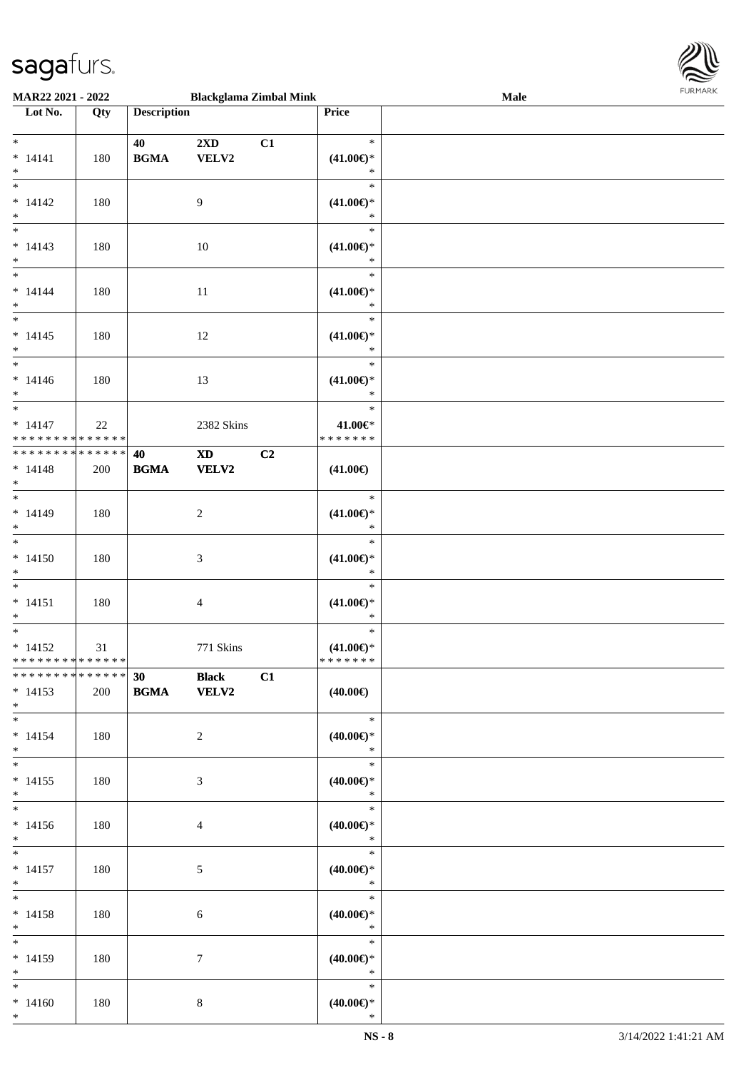MAR22 2021 - 2022 | Blackglama Zimbal Mink | Male

| Lot No. | Qty | Description | | | Price | |
|---|---|---|---|---|---|---|
| * | | 40 | 2XD | C1 | * | |
| * 14141 | 180 | BGMA | VELV2 | | (41.00€)* | |
| * | | | | | * | |
| * | | | | | * | |
| * 14142 | 180 | | 9 | | (41.00€)* | |
| * | | | | | * | |
| * | | | | | * | |
| * 14143 | 180 | | 10 | | (41.00€)* | |
| * | | | | | * | |
| * | | | | | * | |
| * 14144 | 180 | | 11 | | (41.00€)* | |
| * | | | | | * | |
| * | | | | | * | |
| * 14145 | 180 | | 12 | | (41.00€)* | |
| * | | | | | * | |
| * | | | | | * | |
| * 14146 | 180 | | 13 | | (41.00€)* | |
| * | | | | | * | |
| * | | | | | * | |
| * 14147 | 22 | | 2382 Skins | | 41.00€* | |
| * * * * * * * * * * * * * * | | | | | * * * * * * * | |
| * * * * * * * * * * * * * * | | 40 | XD | C2 | | |
| * 14148 | 200 | BGMA | VELV2 | | (41.00€) | |
| * | | | | | | |
| * | | | | | * | |
| * 14149 | 180 | | 2 | | (41.00€)* | |
| * | | | | | * | |
| * | | | | | * | |
| * 14150 | 180 | | 3 | | (41.00€)* | |
| * | | | | | * | |
| * | | | | | * | |
| * 14151 | 180 | | 4 | | (41.00€)* | |
| * | | | | | * | |
| * | | | | | * | |
| * 14152 | 31 | | 771 Skins | | (41.00€)* | |
| * * * * * * * * * * * * * * | | | | | * * * * * * * | |
| * * * * * * * * * * * * * * | | 30 | Black | C1 | | |
| * 14153 | 200 | BGMA | VELV2 | | (40.00€) | |
| * | | | | | | |
| * | | | | | * | |
| * 14154 | 180 | | 2 | | (40.00€)* | |
| * | | | | | * | |
| * | | | | | * | |
| * 14155 | 180 | | 3 | | (40.00€)* | |
| * | | | | | * | |
| * | | | | | * | |
| * 14156 | 180 | | 4 | | (40.00€)* | |
| * | | | | | * | |
| * | | | | | * | |
| * 14157 | 180 | | 5 | | (40.00€)* | |
| * | | | | | * | |
| * | | | | | * | |
| * 14158 | 180 | | 6 | | (40.00€)* | |
| * | | | | | * | |
| * | | | | | * | |
| * 14159 | 180 | | 7 | | (40.00€)* | |
| * | | | | | * | |
| * | | | | | * | |
| * 14160 | 180 | | 8 | | (40.00€)* | |
| * | | | | | * | |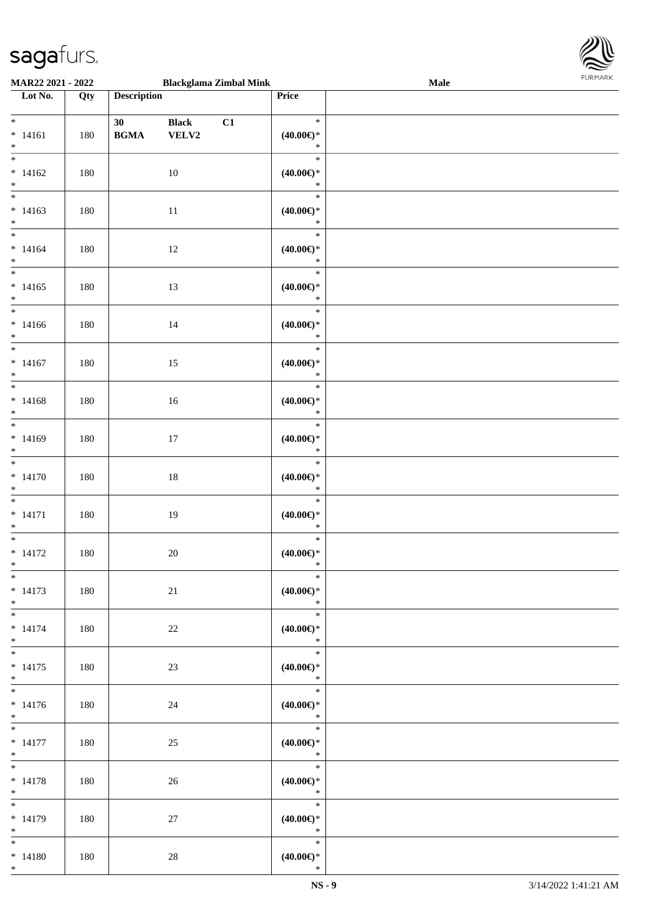| Lot No. | Qty | Description | | | Price | |
|---|---|---|---|---|---|---|
| * 14161 * | 180 | 30 BGMA | Black VELV2 | C1 | * (40.00€)* * | |
| * 14162 * | 180 | | 10 | | * (40.00€)* * | |
| * 14163 * | 180 | | 11 | | * (40.00€)* * | |
| * 14164 * | 180 | | 12 | | * (40.00€)* * | |
| * 14165 * | 180 | | 13 | | * (40.00€)* * | |
| * 14166 * | 180 | | 14 | | * (40.00€)* * | |
| * 14167 * | 180 | | 15 | | * (40.00€)* * | |
| * 14168 * | 180 | | 16 | | * (40.00€)* * | |
| * 14169 * | 180 | | 17 | | * (40.00€)* * | |
| * 14170 * | 180 | | 18 | | * (40.00€)* * | |
| * 14171 * | 180 | | 19 | | * (40.00€)* * | |
| * 14172 * | 180 | | 20 | | * (40.00€)* * | |
| * 14173 * | 180 | | 21 | | * (40.00€)* * | |
| * 14174 * | 180 | | 22 | | * (40.00€)* * | |
| * 14175 * | 180 | | 23 | | * (40.00€)* * | |
| * 14176 * | 180 | | 24 | | * (40.00€)* * | |
| * 14177 * | 180 | | 25 | | * (40.00€)* * | |
| * 14178 * | 180 | | 26 | | * (40.00€)* * | |
| * 14179 * | 180 | | 27 | | * (40.00€)* * | |
| * 14180 * | 180 | | 28 | | * (40.00€)* * | |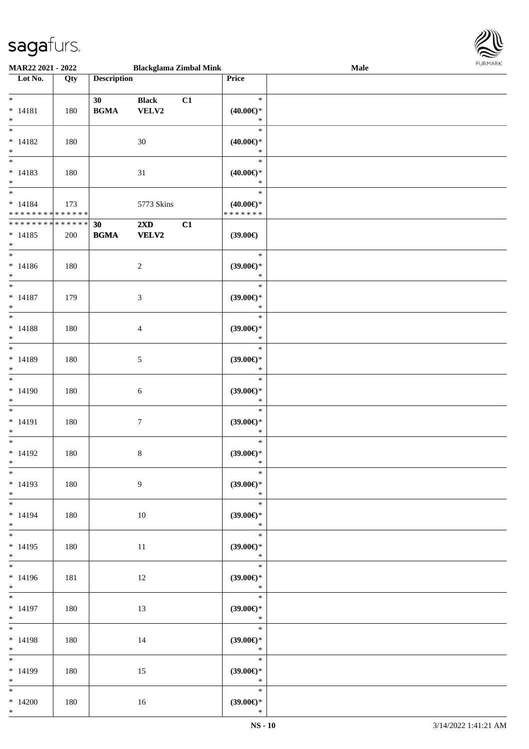MAR22 2021 - 2022 | Blackglama Zimbal Mink | Male

| Lot No. | Qty | Description | | | Price | |
|---|---|---|---|---|---|---|
| * <br> * 14181 <br> * | 180 | 30 <br> **BGMA** | **Black** <br> **VELV2** | C1 | * <br> **(40.00€)*** <br> * | |
| * <br> * 14182 <br> * | 180 | | 30 | | * <br> **(40.00€)*** <br> * | |
| * <br> * 14183 <br> * | 180 | | 31 | | * <br> **(40.00€)*** <br> * | |
| * <br> * 14184 <br> * * * * * * * * * * * * * * | 173 | | 5773 Skins | | * <br> **(40.00€)*** <br> * * * * * * * | |
| * * * * * * * * * * * * * * <br> * 14185 <br> * | 200 | **30** <br> **BGMA** | **2XD** <br> **VELV2** | **C1** | **(39.00€)** | |
| * <br> * 14186 <br> * | 180 | | 2 | | * <br> **(39.00€)*** <br> * | |
| * <br> * 14187 <br> * | 179 | | 3 | | * <br> **(39.00€)*** <br> * | |
| * <br> * 14188 <br> * | 180 | | 4 | | * <br> **(39.00€)*** <br> * | |
| * <br> * 14189 <br> * | 180 | | 5 | | * <br> **(39.00€)*** <br> * | |
| * <br> * 14190 <br> * | 180 | | 6 | | * <br> **(39.00€)*** <br> * | |
| * <br> * 14191 <br> * | 180 | | 7 | | * <br> **(39.00€)*** <br> * | |
| * <br> * 14192 <br> * | 180 | | 8 | | * <br> **(39.00€)*** <br> * | |
| * <br> * 14193 <br> * | 180 | | 9 | | * <br> **(39.00€)*** <br> * | |
| * <br> * 14194 <br> * | 180 | | 10 | | * <br> **(39.00€)*** <br> * | |
| * <br> * 14195 <br> * | 180 | | 11 | | * <br> **(39.00€)*** <br> * | |
| * <br> * 14196 <br> * | 181 | | 12 | | * <br> **(39.00€)*** <br> * | |
| * <br> * 14197 <br> * | 180 | | 13 | | * <br> **(39.00€)*** <br> * | |
| * <br> * 14198 <br> * | 180 | | 14 | | * <br> **(39.00€)*** <br> * | |
| * <br> * 14199 <br> * | 180 | | 15 | | * <br> **(39.00€)*** <br> * | |
| * <br> * 14200 <br> * | 180 | | 16 | | * <br> **(39.00€)*** <br> * | |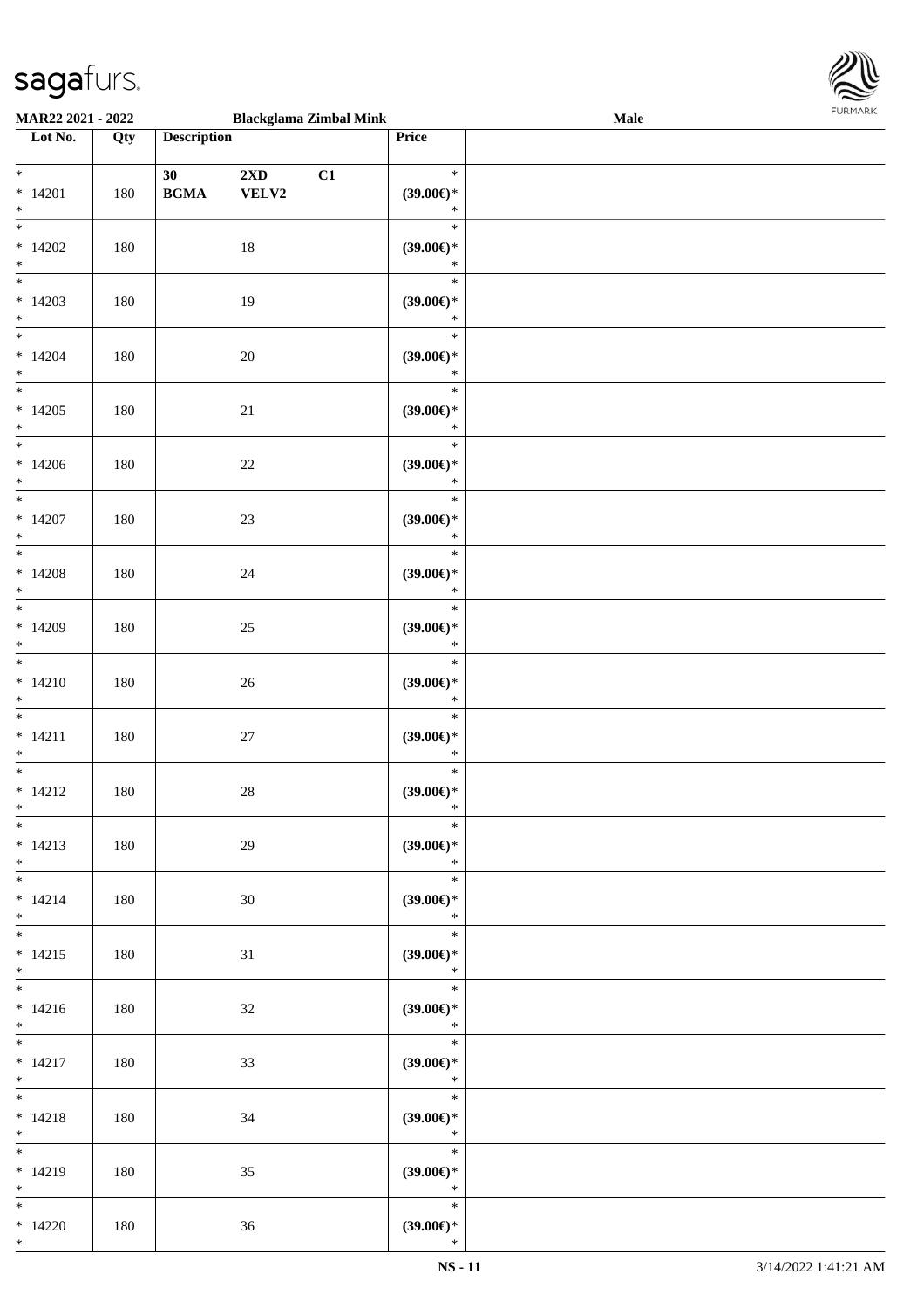**MAR22 2021 - 2022** **Blackglama Zimbal Mink** **Male**

| Lot No. | Qty | Description | Price | |
|---|---|---|---|---|
| * 14201 * | 180 | 30 2XD C1 BGMA VELV2 | * (39.00€)* * | |
| * 14202 * | 180 | 18 | * (39.00€)* * | |
| * 14203 * | 180 | 19 | * (39.00€)* * | |
| * 14204 * | 180 | 20 | * (39.00€)* * | |
| * 14205 * | 180 | 21 | * (39.00€)* * | |
| * 14206 * | 180 | 22 | * (39.00€)* * | |
| * 14207 * | 180 | 23 | * (39.00€)* * | |
| * 14208 * | 180 | 24 | * (39.00€)* * | |
| * 14209 * | 180 | 25 | * (39.00€)* * | |
| * 14210 * | 180 | 26 | * (39.00€)* * | |
| * 14211 * | 180 | 27 | * (39.00€)* * | |
| * 14212 * | 180 | 28 | * (39.00€)* * | |
| * 14213 * | 180 | 29 | * (39.00€)* * | |
| * 14214 * | 180 | 30 | * (39.00€)* * | |
| * 14215 * | 180 | 31 | * (39.00€)* * | |
| * 14216 * | 180 | 32 | * (39.00€)* * | |
| * 14217 * | 180 | 33 | * (39.00€)* * | |
| * 14218 * | 180 | 34 | * (39.00€)* * | |
| * 14219 * | 180 | 35 | * (39.00€)* * | |
| * 14220 * | 180 | 36 | * (39.00€)* * | |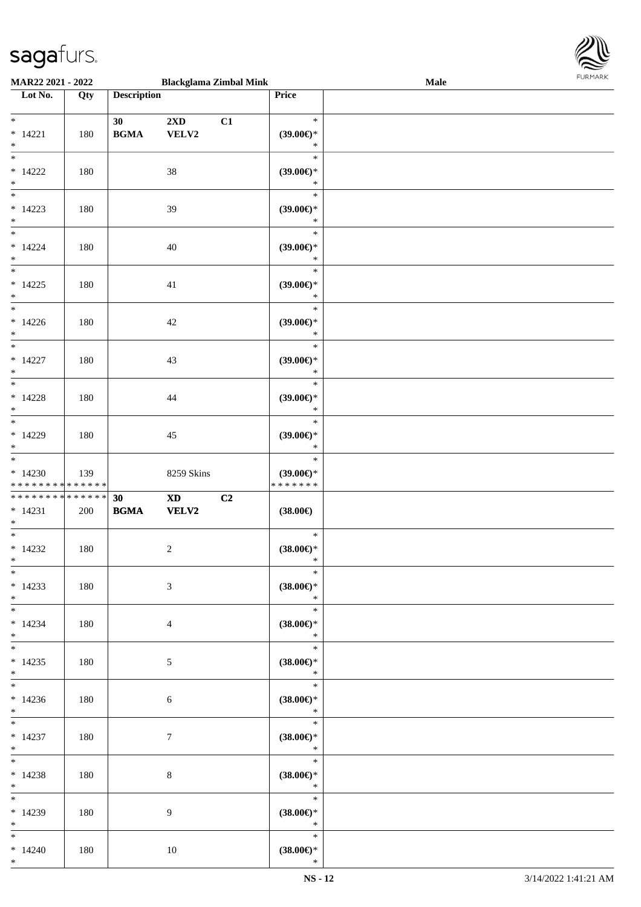**MAR22 2021 - 2022** **Blackglama Zimbal Mink** **Male**

| Lot No. | Qty | Description | Price | |
|---|---|---|---|---|
| * 14221 * | 180 | 30 **BGMA** **2XD** **VELV2** **C1** | * **(39.00€)*** * | |
| * 14222 * | 180 | 38 | * **(39.00€)*** * | |
| * 14223 * | 180 | 39 | * **(39.00€)*** * | |
| * 14224 * | 180 | 40 | * **(39.00€)*** * | |
| * 14225 * | 180 | 41 | * **(39.00€)*** * | |
| * 14226 * | 180 | 42 | * **(39.00€)*** * | |
| * 14227 * | 180 | 43 | * **(39.00€)*** * | |
| * 14228 * | 180 | 44 | * **(39.00€)*** * | |
| * 14229 * | 180 | 45 | * **(39.00€)*** * | |
| * 14230 * * * * * * * * * * * * * * | 139 | 8259 Skins | * **(39.00€)*** * * * * * * * | |
| * * * * * * * * * * * * * * * 14231 * | 200 | **30** **BGMA** **XD** **VELV2** **C2** | **(38.00€)** | |
| * 14232 * | 180 | 2 | * **(38.00€)*** * | |
| * 14233 * | 180 | 3 | * **(38.00€)*** * | |
| * 14234 * | 180 | 4 | * **(38.00€)*** * | |
| * 14235 * | 180 | 5 | * **(38.00€)*** * | |
| * 14236 * | 180 | 6 | * **(38.00€)*** * | |
| * 14237 * | 180 | 7 | * **(38.00€)*** * | |
| * 14238 * | 180 | 8 | * **(38.00€)*** * | |
| * 14239 * | 180 | 9 | * **(38.00€)*** * | |
| * 14240 * | 180 | 10 | * **(38.00€)*** * | |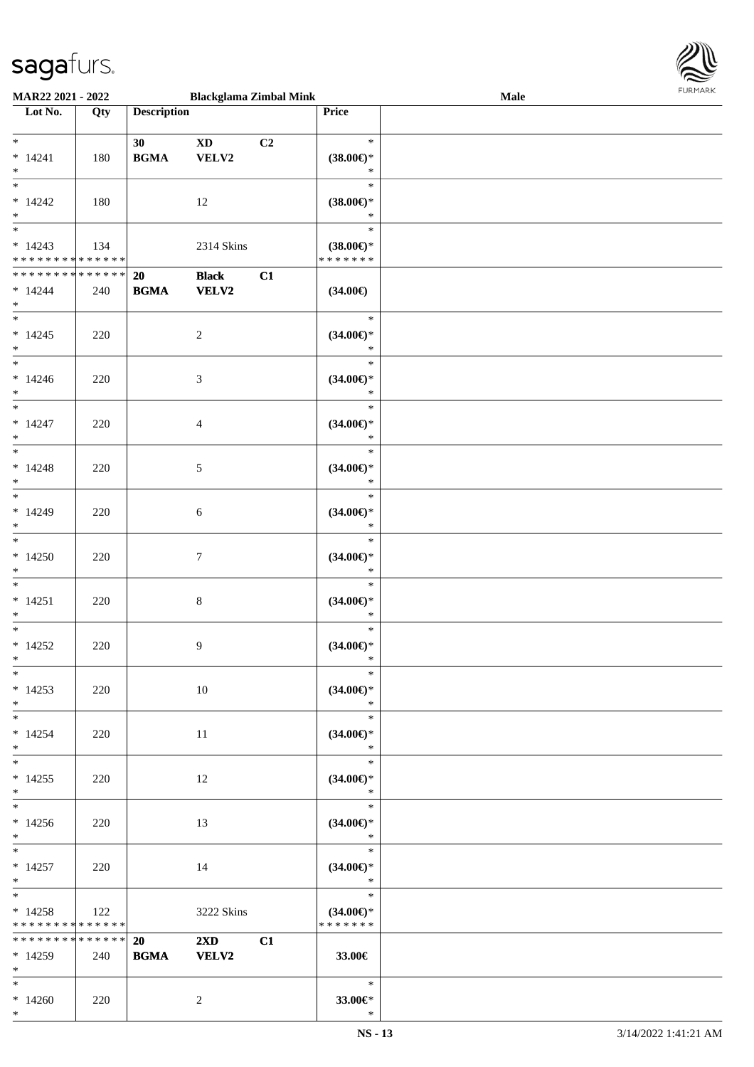**MAR22 2021 - 2022** | **Blackglama Zimbal Mink** | **Male**

| Lot No. | Qty | Description | | | Price | |
|---|---|---|---|---|---|---|
| * | | 30 | XD | C2 | * | |
| * 14241 | 180 | BGMA | VELV2 | | (38.00€)* | |
| * | | | | | * | |
| * | | | | | * | |
| * 14242 | 180 | | 12 | | (38.00€)* | |
| * | | | | | * | |
| * | | | | | * | |
| * 14243 | 134 | | 2314 Skins | | (38.00€)* | |
| * * * * * * * * * * * * * * | | | | | * * * * * * * | |
| * * * * * * * * * * * * * * | | 20 | Black | C1 | | |
| * 14244 | 240 | BGMA | VELV2 | | (34.00€) | |
| * | | | | | | |
| * | | | | | * | |
| * 14245 | 220 | | 2 | | (34.00€)* | |
| * | | | | | * | |
| * | | | | | * | |
| * 14246 | 220 | | 3 | | (34.00€)* | |
| * | | | | | * | |
| * | | | | | * | |
| * 14247 | 220 | | 4 | | (34.00€)* | |
| * | | | | | * | |
| * | | | | | * | |
| * 14248 | 220 | | 5 | | (34.00€)* | |
| * | | | | | * | |
| * | | | | | * | |
| * 14249 | 220 | | 6 | | (34.00€)* | |
| * | | | | | * | |
| * | | | | | * | |
| * 14250 | 220 | | 7 | | (34.00€)* | |
| * | | | | | * | |
| * | | | | | * | |
| * 14251 | 220 | | 8 | | (34.00€)* | |
| * | | | | | * | |
| * | | | | | * | |
| * 14252 | 220 | | 9 | | (34.00€)* | |
| * | | | | | * | |
| * | | | | | * | |
| * 14253 | 220 | | 10 | | (34.00€)* | |
| * | | | | | * | |
| * | | | | | * | |
| * 14254 | 220 | | 11 | | (34.00€)* | |
| * | | | | | * | |
| * | | | | | * | |
| * 14255 | 220 | | 12 | | (34.00€)* | |
| * | | | | | * | |
| * | | | | | * | |
| * 14256 | 220 | | 13 | | (34.00€)* | |
| * | | | | | * | |
| * | | | | | * | |
| * 14257 | 220 | | 14 | | (34.00€)* | |
| * | | | | | * | |
| * | | | | | * | |
| * 14258 | 122 | | 3222 Skins | | (34.00€)* | |
| * * * * * * * * * * * * * * | | | | | * * * * * * * | |
| * * * * * * * * * * * * * * | | 20 | 2XD | C1 | | |
| * 14259 | 240 | BGMA | VELV2 | | 33.00€ | |
| * | | | | | | |
| * | | | | | * | |
| * 14260 | 220 | | 2 | | 33.00€* | |
| * | | | | | * | |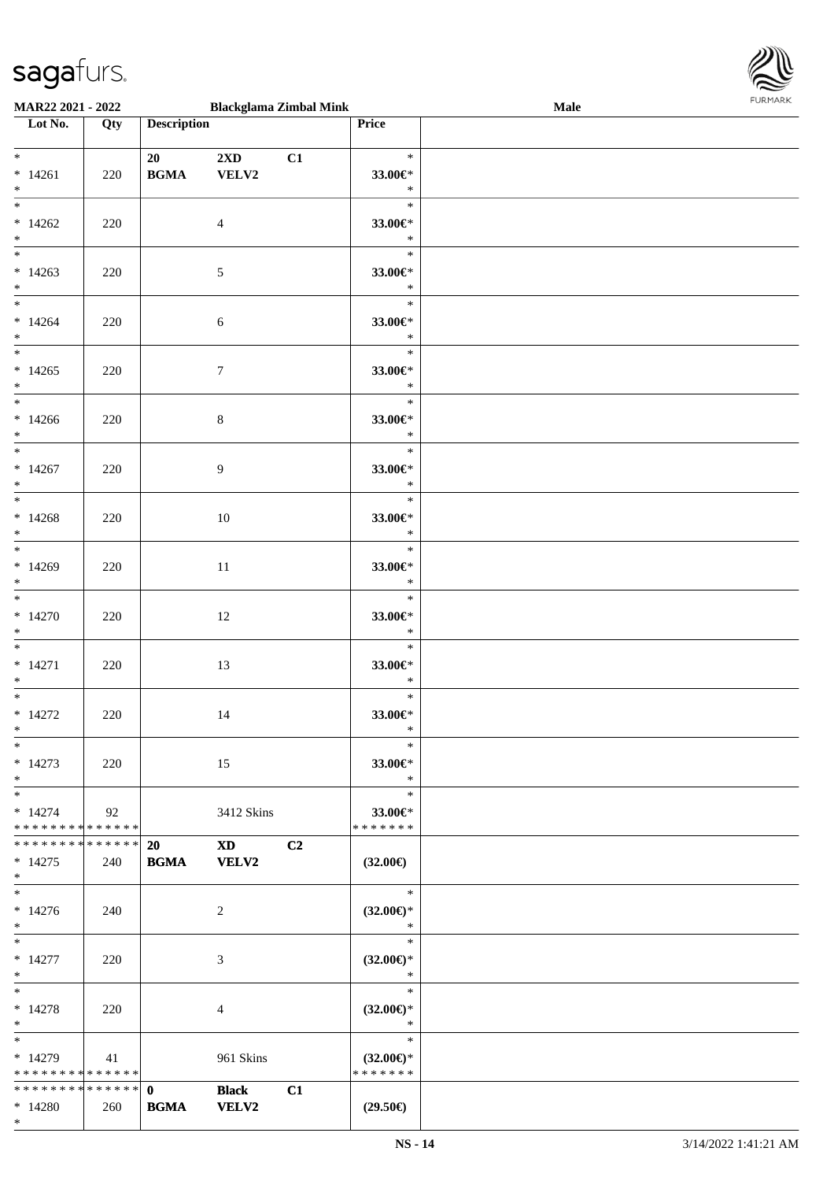**MAR22 2021 - 2022 — Blackglama Zimbal Mink — Male**

| Lot No. | Qty | Description | | | Price | |
|---|---|---|---|---|---|---|
| * <br> * 14261 <br> * | 220 | 20 <br> **BGMA** | **2XD** <br> **VELV2** | **C1** | * <br> **33.00€*** <br> * | |
| * <br> * 14262 <br> * | 220 | | 4 | | * <br> **33.00€*** <br> * | |
| * <br> * 14263 <br> * | 220 | | 5 | | * <br> **33.00€*** <br> * | |
| * <br> * 14264 <br> * | 220 | | 6 | | * <br> **33.00€*** <br> * | |
| * <br> * 14265 <br> * | 220 | | 7 | | * <br> **33.00€*** <br> * | |
| * <br> * 14266 <br> * | 220 | | 8 | | * <br> **33.00€*** <br> * | |
| * <br> * 14267 <br> * | 220 | | 9 | | * <br> **33.00€*** <br> * | |
| * <br> * 14268 <br> * | 220 | | 10 | | * <br> **33.00€*** <br> * | |
| * <br> * 14269 <br> * | 220 | | 11 | | * <br> **33.00€*** <br> * | |
| * <br> * 14270 <br> * | 220 | | 12 | | * <br> **33.00€*** <br> * | |
| * <br> * 14271 <br> * | 220 | | 13 | | * <br> **33.00€*** <br> * | |
| * <br> * 14272 <br> * | 220 | | 14 | | * <br> **33.00€*** <br> * | |
| * <br> * 14273 <br> * | 220 | | 15 | | * <br> **33.00€*** <br> * | |
| * <br> * 14274 <br> ************** | 92 | | 3412 Skins | | * <br> **33.00€*** <br> ******* | |
| ************** <br> * 14275 <br> * | 240 | **20** <br> **BGMA** | **XD** <br> **VELV2** | **C2** | **(32.00€)** | |
| * <br> * 14276 <br> * | 240 | | 2 | | * <br> **(32.00€)*** <br> * | |
| * <br> * 14277 <br> * | 220 | | 3 | | * <br> **(32.00€)*** <br> * | |
| * <br> * 14278 <br> * | 220 | | 4 | | * <br> **(32.00€)*** <br> * | |
| * <br> * 14279 <br> ************** | 41 | | 961 Skins | | * <br> **(32.00€)*** <br> ******* | |
| ************** <br> * 14280 <br> * | 260 | **0** <br> **BGMA** | **Black** <br> **VELV2** | **C1** | **(29.50€)** | |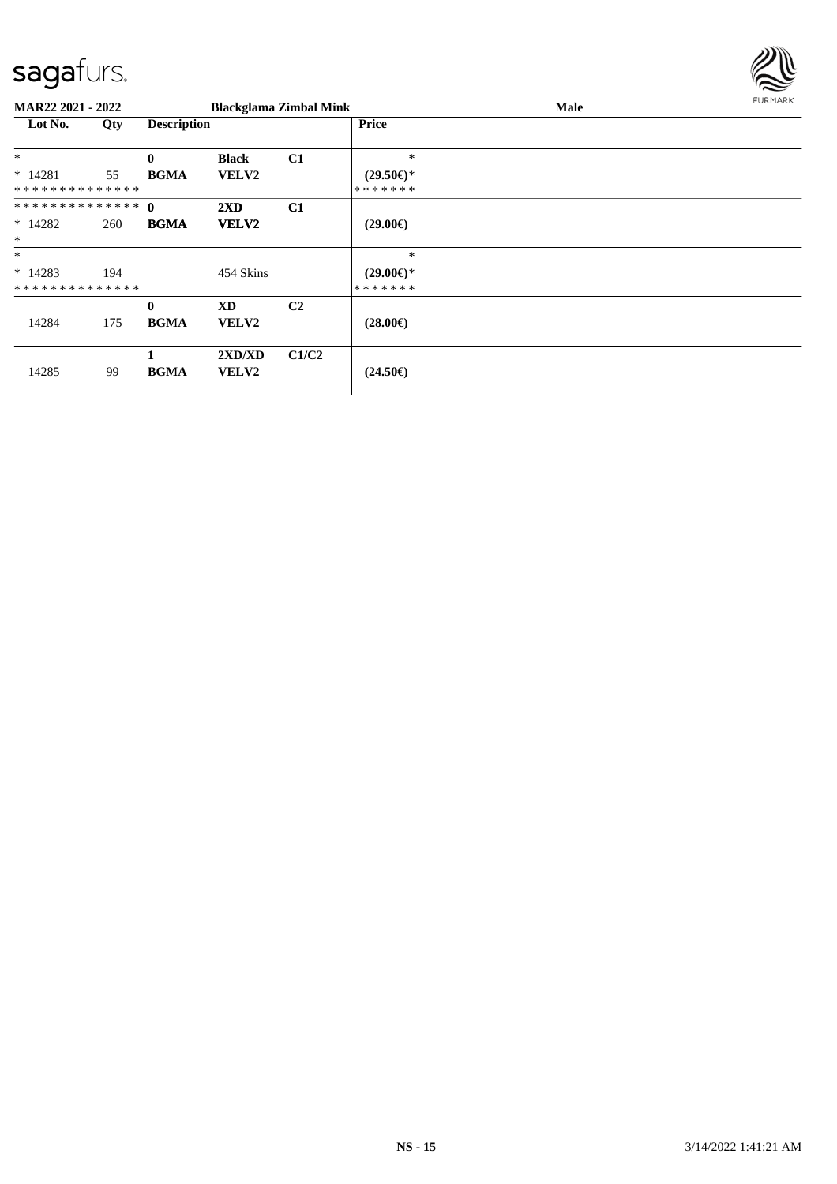**MAR22 2021 - 2022** **Blackglama Zimbal Mink** **Male**

| Lot No. | Qty | Description | | | Price | |
|---|---|---|---|---|---|---|
| * | | **0** | **Black** | **C1** | * | |
| * 14281 | 55 | **BGMA** | **VELV2** | | **(29.50€)*** | |
| * * * * * * * * * * * * * * | | | | | * * * * * * * | |
| * * * * * * * * * * * * * * | | **0** | **2XD** | **C1** | | |
| * 14282 | 260 | **BGMA** | **VELV2** | | **(29.00€)** | |
| * | | | | | | |
| * | | | | | * | |
| * 14283 | 194 | | 454 Skins | | **(29.00€)*** | |
| * * * * * * * * * * * * * * | | | | | * * * * * * * | |
| | | **0** | **XD** | **C2** | | |
| 14284 | 175 | **BGMA** | **VELV2** | | **(28.00€)** | |
| | | **1** | **2XD/XD** | **C1/C2** | | |
| 14285 | 99 | **BGMA** | **VELV2** | | **(24.50€)** | |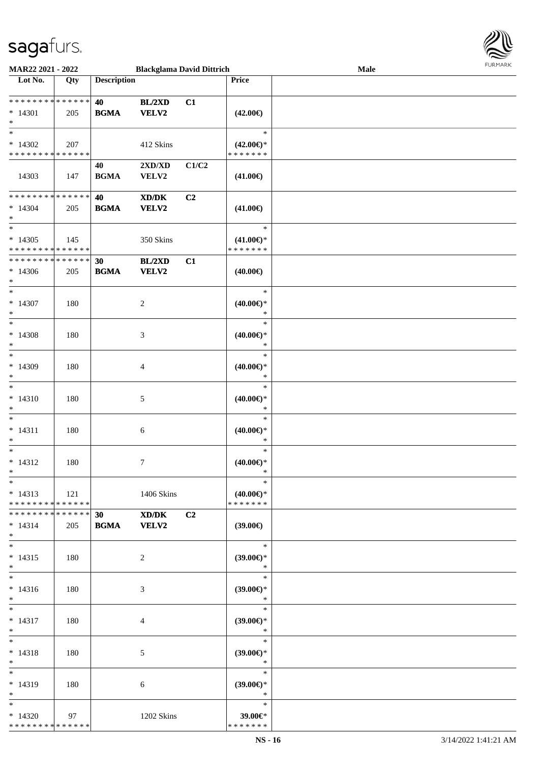MAR22 2021 - 2022 | Blackglama David Dittrich | Male

| Lot No. | Qty | Description | | | Price | |
|---|---|---|---|---|---|---|
| * * * * * * * * * * * * * * | | 40 | BL/2XD | C1 | | |
| * 14301 | 205 | BGMA | VELV2 | | (42.00€) | |
| * | | | | | | |
| * | | | | | * | |
| * 14302 | 207 | | 412 Skins | | (42.00€)* | |
| * * * * * * * * * * * * * * | | | | | * * * * * * * | |
| | | 40 | 2XD/XD | C1/C2 | | |
| 14303 | 147 | BGMA | VELV2 | | (41.00€) | |
| * * * * * * * * * * * * * * | | 40 | XD/DK | C2 | | |
| * 14304 | 205 | BGMA | VELV2 | | (41.00€) | |
| * | | | | | | |
| * | | | | | * | |
| * 14305 | 145 | | 350 Skins | | (41.00€)* | |
| * * * * * * * * * * * * * * | | | | | * * * * * * * | |
| * * * * * * * * * * * * * * | | 30 | BL/2XD | C1 | | |
| * 14306 | 205 | BGMA | VELV2 | | (40.00€) | |
| * | | | | | | |
| * | | | | | * | |
| * 14307 | 180 | | 2 | | (40.00€)* | |
| * | | | | | * | |
| * | | | | | * | |
| * 14308 | 180 | | 3 | | (40.00€)* | |
| * | | | | | * | |
| * | | | | | * | |
| * 14309 | 180 | | 4 | | (40.00€)* | |
| * | | | | | * | |
| * | | | | | * | |
| * 14310 | 180 | | 5 | | (40.00€)* | |
| * | | | | | * | |
| * | | | | | * | |
| * 14311 | 180 | | 6 | | (40.00€)* | |
| * | | | | | * | |
| * | | | | | * | |
| * 14312 | 180 | | 7 | | (40.00€)* | |
| * | | | | | * | |
| * | | | | | * | |
| * 14313 | 121 | | 1406 Skins | | (40.00€)* | |
| * * * * * * * * * * * * * * | | | | | * * * * * * * | |
| * * * * * * * * * * * * * * | | 30 | XD/DK | C2 | | |
| * 14314 | 205 | BGMA | VELV2 | | (39.00€) | |
| * | | | | | | |
| * | | | | | * | |
| * 14315 | 180 | | 2 | | (39.00€)* | |
| * | | | | | * | |
| * | | | | | * | |
| * 14316 | 180 | | 3 | | (39.00€)* | |
| * | | | | | * | |
| * | | | | | * | |
| * 14317 | 180 | | 4 | | (39.00€)* | |
| * | | | | | * | |
| * | | | | | * | |
| * 14318 | 180 | | 5 | | (39.00€)* | |
| * | | | | | * | |
| * | | | | | * | |
| * 14319 | 180 | | 6 | | (39.00€)* | |
| * | | | | | * | |
| * | | | | | * | |
| * 14320 | 97 | | 1202 Skins | | 39.00€* | |
| * * * * * * * * * * * * * * | | | | | * * * * * * * | |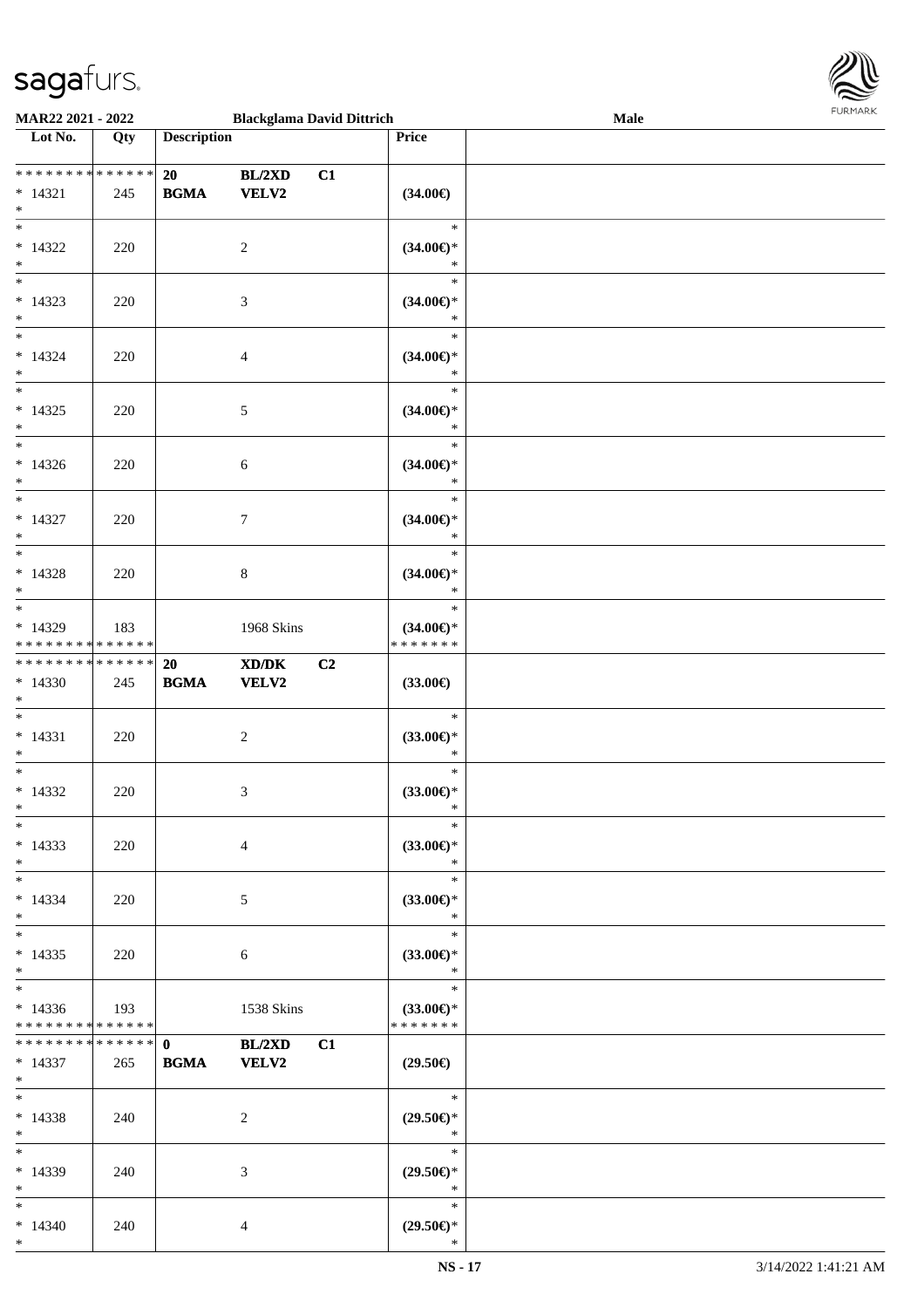MAR22 2021 - 2022 — Blackglama David Dittrich — Male

| Lot No. | Qty | Description | | | Price | |
|---|---|---|---|---|---|---|
| * * * * * * * * * * * * * * | | 20 | BL/2XD | C1 | | |
| * 14321 | 245 | BGMA | VELV2 | | (34.00€) | |
| * | | | | | | |
| * 14322 | 220 | | 2 | | * (34.00€)* * | |
| * 14323 | 220 | | 3 | | * (34.00€)* * | |
| * 14324 | 220 | | 4 | | * (34.00€)* * | |
| * 14325 | 220 | | 5 | | * (34.00€)* * | |
| * 14326 | 220 | | 6 | | * (34.00€)* * | |
| * 14327 | 220 | | 7 | | * (34.00€)* * | |
| * 14328 | 220 | | 8 | | * (34.00€)* * | |
| * 14329 | 183 | | 1968 Skins | | * (34.00€)* * * * * * * * | |
| * * * * * * * * * * * * * * | | 20 | XD/DK | C2 | | |
| * 14330 | 245 | BGMA | VELV2 | | (33.00€) | |
| * 14331 | 220 | | 2 | | * (33.00€)* * | |
| * 14332 | 220 | | 3 | | * (33.00€)* * | |
| * 14333 | 220 | | 4 | | * (33.00€)* * | |
| * 14334 | 220 | | 5 | | * (33.00€)* * | |
| * 14335 | 220 | | 6 | | * (33.00€)* * | |
| * 14336 | 193 | | 1538 Skins | | * (33.00€)* * * * * * * * | |
| * * * * * * * * * * * * * * | | 0 | BL/2XD | C1 | | |
| * 14337 | 265 | BGMA | VELV2 | | (29.50€) | |
| * 14338 | 240 | | 2 | | * (29.50€)* * | |
| * 14339 | 240 | | 3 | | * (29.50€)* * | |
| * 14340 | 240 | | 4 | | * (29.50€)* * | |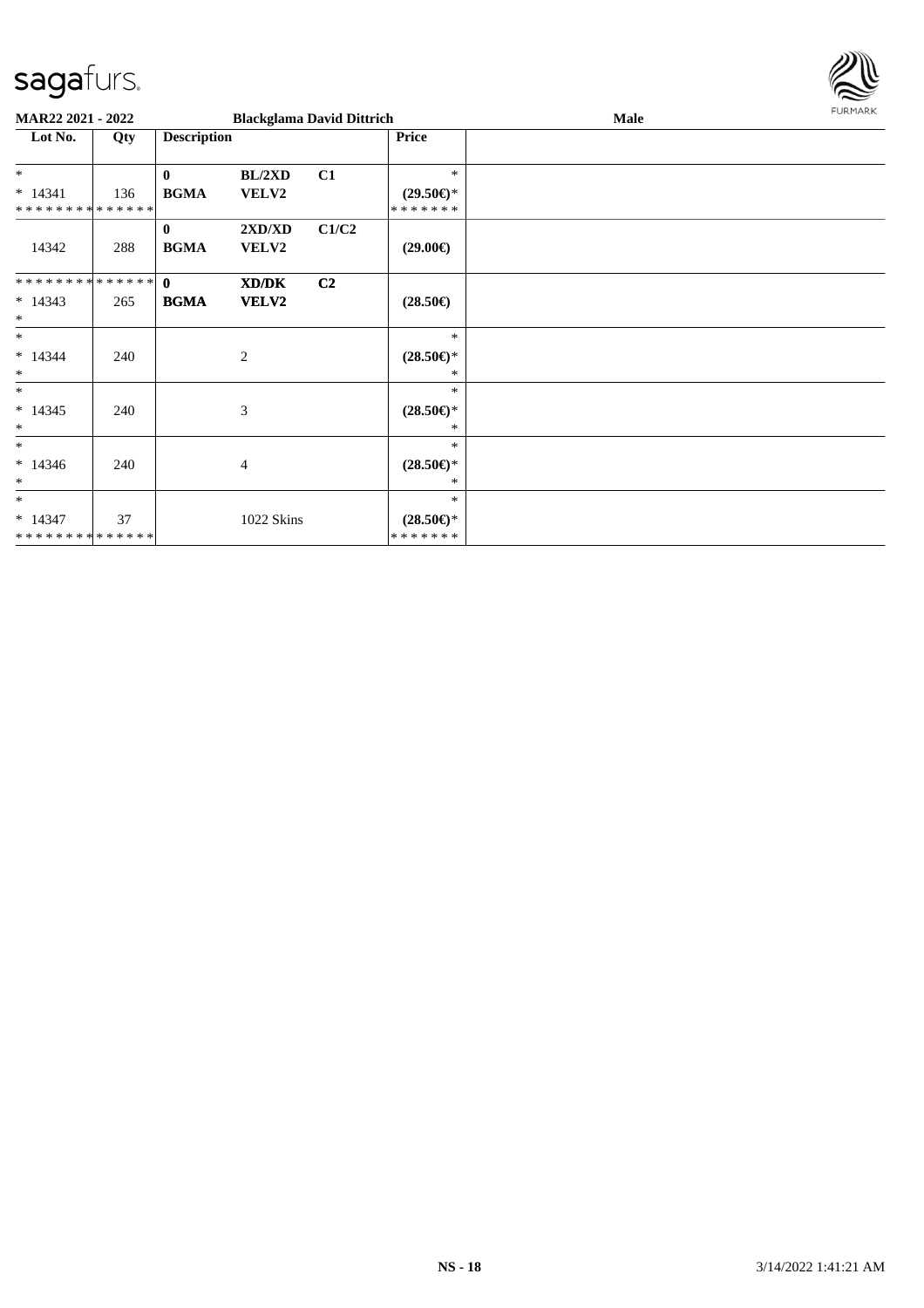MAR22 2021 - 2022 **Blackglama David Dittrich** **Male**

| Lot No. | Qty | Description | | | Price | |
|---|---|---|---|---|---|---|
| *<br>* 14341<br>* * * * * * * * * * * * * * | 136 | **0**<br>**BGMA** | **BL/2XD**<br>**VELV2** | **C1** | *<br>**(29.50€)***<br>* * * * * * * | |
| 14342 | 288 | **0**<br>**BGMA** | **2XD/XD**<br>**VELV2** | **C1/C2** | **(29.00€)** | |
| * * * * * * * * * * * * * *<br>* 14343<br>* | 265 | **0**<br>**BGMA** | **XD/DK**<br>**VELV2** | **C2** | **(28.50€)** | |
| *<br>* 14344<br>* | 240 | | 2 | | *<br>**(28.50€)***<br>* | |
| *<br>* 14345<br>* | 240 | | 3 | | *<br>**(28.50€)***<br>* | |
| *<br>* 14346<br>* | 240 | | 4 | | *<br>**(28.50€)***<br>* | |
| *<br>* 14347<br>* * * * * * * * * * * * * * | 37 | | 1022 Skins | | *<br>**(28.50€)***<br>* * * * * * * | |

NS - 18 3/14/2022 1:41:21 AM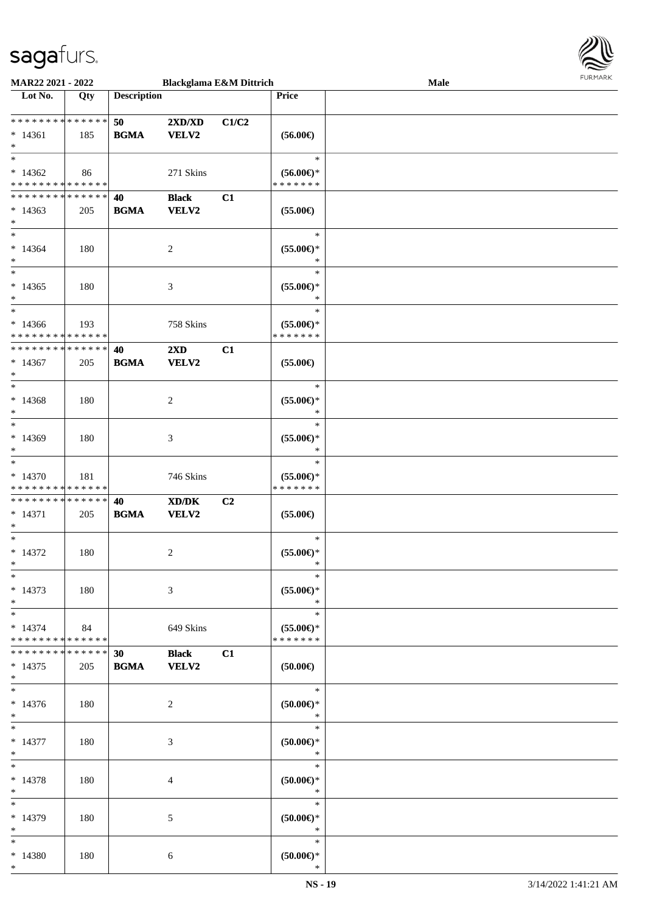MAR22 2021 - 2022 — Blackglama E&M Dittrich — Male

| Lot No. | Qty | Description | | | Price | |
|---|---|---|---|---|---|---|
| * * * * * * * * * * * * * * | | 50 | 2XD/XD | C1/C2 | | |
| * 14361 | 185 | BGMA | VELV2 | | (56.00€) | |
| * | | | | | | |
| * | | | | | * | |
| * 14362 | 86 | | 271 Skins | | (56.00€)* | |
| * * * * * * * * * * * * * * | | | | | * * * * * * * | |
| * * * * * * * * * * * * * * | | 40 | Black | C1 | | |
| * 14363 | 205 | BGMA | VELV2 | | (55.00€) | |
| * | | | | | | |
| * | | | | | * | |
| * 14364 | 180 | | 2 | | (55.00€)* | |
| * | | | | | * | |
| * | | | | | * | |
| * 14365 | 180 | | 3 | | (55.00€)* | |
| * | | | | | * | |
| * | | | | | * | |
| * 14366 | 193 | | 758 Skins | | (55.00€)* | |
| * * * * * * * * * * * * * * | | | | | * * * * * * * | |
| * * * * * * * * * * * * * * | | 40 | 2XD | C1 | | |
| * 14367 | 205 | BGMA | VELV2 | | (55.00€) | |
| * | | | | | | |
| * | | | | | * | |
| * 14368 | 180 | | 2 | | (55.00€)* | |
| * | | | | | * | |
| * | | | | | * | |
| * 14369 | 180 | | 3 | | (55.00€)* | |
| * | | | | | * | |
| * | | | | | * | |
| * 14370 | 181 | | 746 Skins | | (55.00€)* | |
| * * * * * * * * * * * * * * | | | | | * * * * * * * | |
| * * * * * * * * * * * * * * | | 40 | XD/DK | C2 | | |
| * 14371 | 205 | BGMA | VELV2 | | (55.00€) | |
| * | | | | | | |
| * | | | | | * | |
| * 14372 | 180 | | 2 | | (55.00€)* | |
| * | | | | | * | |
| * | | | | | * | |
| * 14373 | 180 | | 3 | | (55.00€)* | |
| * | | | | | * | |
| * | | | | | * | |
| * 14374 | 84 | | 649 Skins | | (55.00€)* | |
| * * * * * * * * * * * * * * | | | | | * * * * * * * | |
| * * * * * * * * * * * * * * | | 30 | Black | C1 | | |
| * 14375 | 205 | BGMA | VELV2 | | (50.00€) | |
| * | | | | | | |
| * | | | | | * | |
| * 14376 | 180 | | 2 | | (50.00€)* | |
| * | | | | | * | |
| * | | | | | * | |
| * 14377 | 180 | | 3 | | (50.00€)* | |
| * | | | | | * | |
| * | | | | | * | |
| * 14378 | 180 | | 4 | | (50.00€)* | |
| * | | | | | * | |
| * | | | | | * | |
| * 14379 | 180 | | 5 | | (50.00€)* | |
| * | | | | | * | |
| * | | | | | * | |
| * 14380 | 180 | | 6 | | (50.00€)* | |
| * | | | | | * | |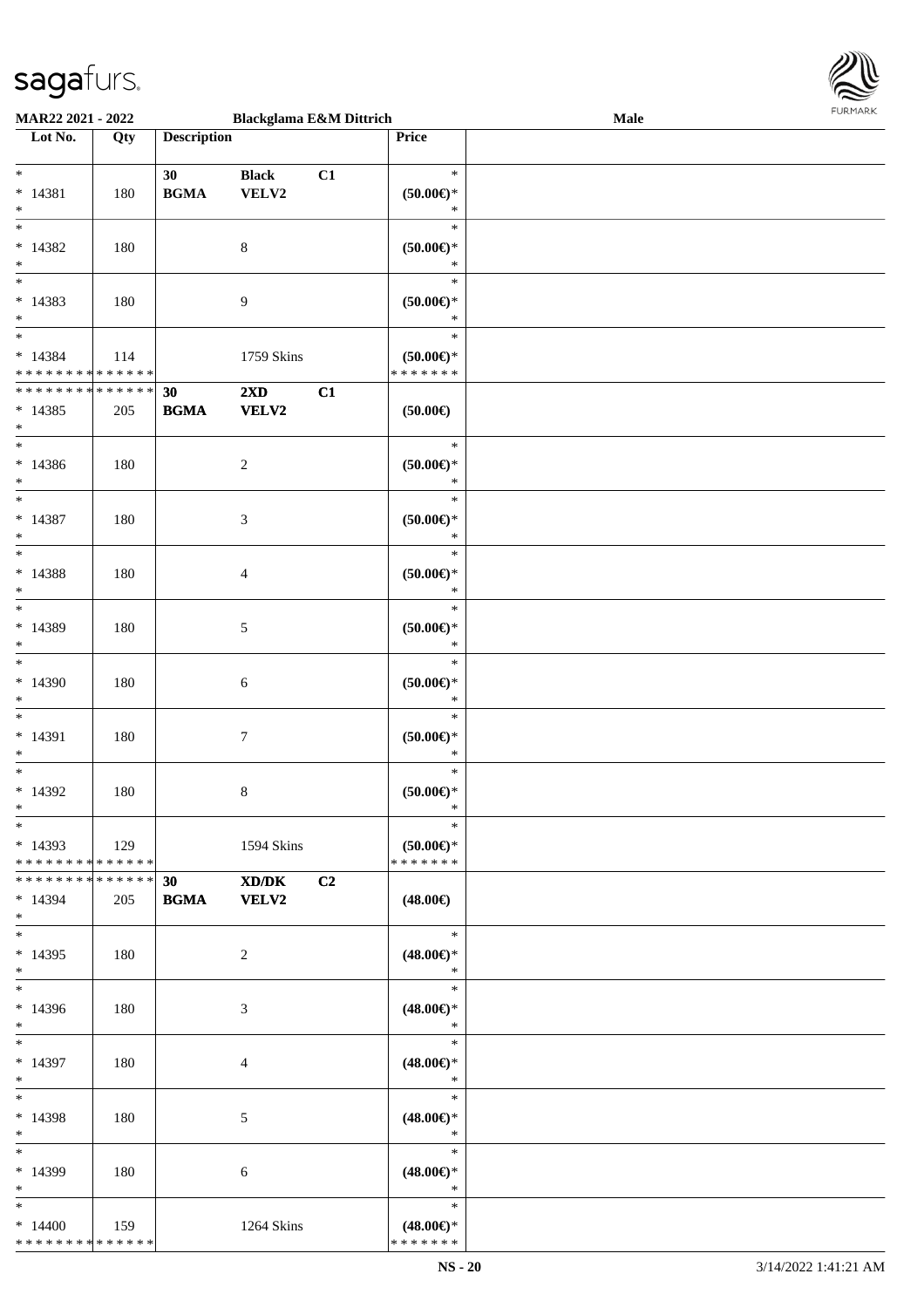| Lot No. | Qty | Description | | | Price |
|---|---|---|---|---|---|
| * | | 30 | Black | C1 | * |
| * 14381 | 180 | BGMA | VELV2 | | (50.00€)* |
| * | | | | | * |
| * 14382 | 180 | | 8 | | (50.00€)* |
| * | | | | | * |
| * 14383 | 180 | | 9 | | (50.00€)* |
| * | | | | | * |
| * 14384 | 114 | | 1759 Skins | | (50.00€)* |
| * * * * * * * * * * * * * * | | | | | * * * * * * * |
| * * * * * * * * * * * * * * | | 30 | 2XD | C1 | |
| * 14385 | 205 | BGMA | VELV2 | | (50.00€) |
| * | | | | | * |
| * 14386 | 180 | | 2 | | (50.00€)* |
| * | | | | | * |
| * 14387 | 180 | | 3 | | (50.00€)* |
| * | | | | | * |
| * 14388 | 180 | | 4 | | (50.00€)* |
| * | | | | | * |
| * 14389 | 180 | | 5 | | (50.00€)* |
| * | | | | | * |
| * 14390 | 180 | | 6 | | (50.00€)* |
| * | | | | | * |
| * 14391 | 180 | | 7 | | (50.00€)* |
| * | | | | | * |
| * 14392 | 180 | | 8 | | (50.00€)* |
| * | | | | | * |
| * 14393 | 129 | | 1594 Skins | | (50.00€)* |
| * * * * * * * * * * * * * * | | | | | * * * * * * * |
| * * * * * * * * * * * * * * | | 30 | XD/DK | C2 | |
| * 14394 | 205 | BGMA | VELV2 | | (48.00€) |
| * | | | | | * |
| * 14395 | 180 | | 2 | | (48.00€)* |
| * | | | | | * |
| * 14396 | 180 | | 3 | | (48.00€)* |
| * | | | | | * |
| * 14397 | 180 | | 4 | | (48.00€)* |
| * | | | | | * |
| * 14398 | 180 | | 5 | | (48.00€)* |
| * | | | | | * |
| * 14399 | 180 | | 6 | | (48.00€)* |
| * | | | | | * |
| * 14400 | 159 | | 1264 Skins | | (48.00€)* |
| * * * * * * * * * * * * * * | | | | | * * * * * * * |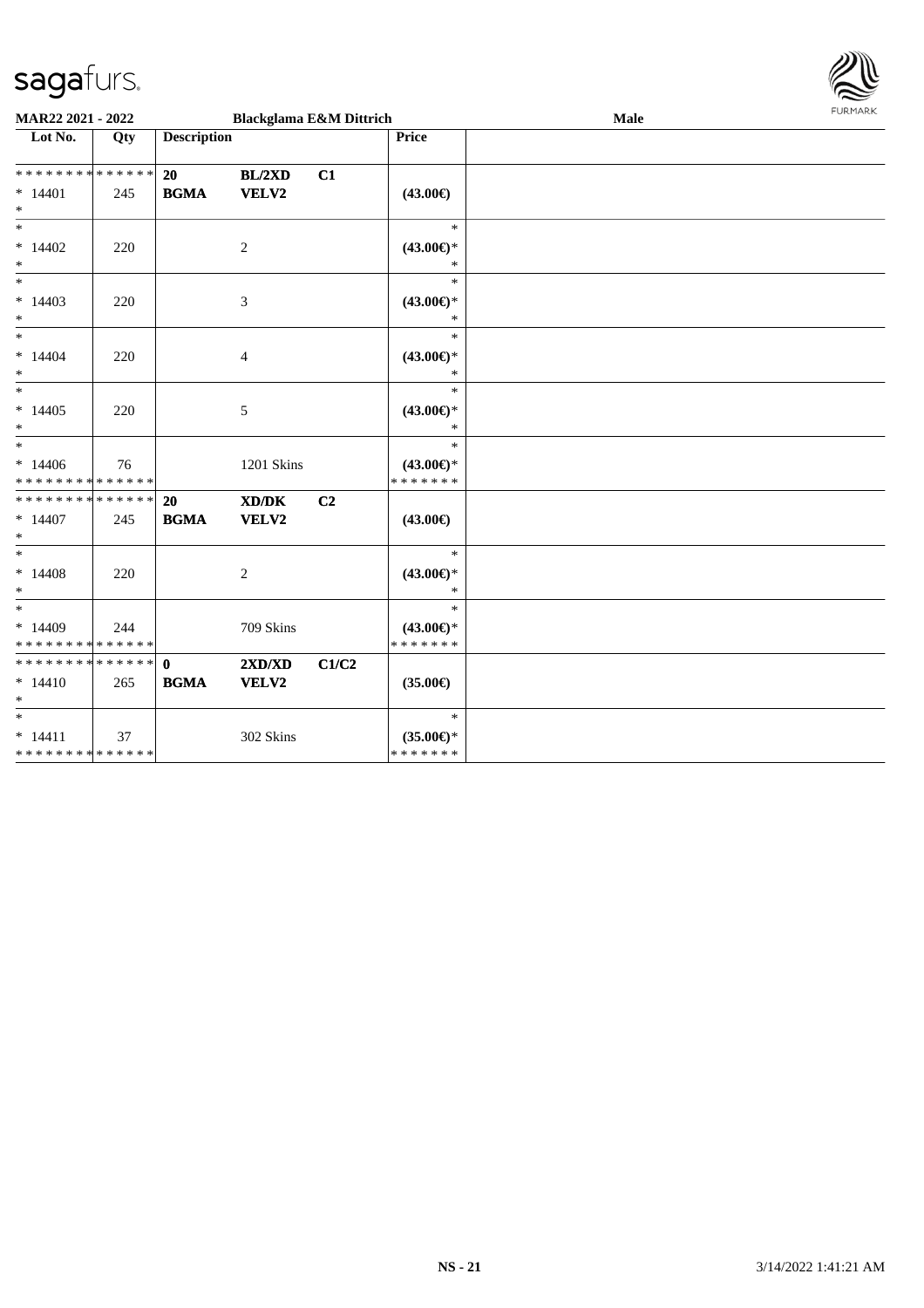**MAR22 2021 - 2022** | **Blackglama E&M Dittrich** | **Male**

| Lot No. | Qty | Description | | | Price | |
|---|---|---|---|---|---|---|
| * * * * * * * * * * * * * * | | **20** | **BL/2XD** | **C1** | | |
| * 14401 | 245 | **BGMA** | **VELV2** | | **(43.00€)** | |
| * | | | | | | |
| * | | | | | * | |
| * 14402 | 220 | | 2 | | **(43.00€)*** | |
| * | | | | | * | |
| * | | | | | * | |
| * 14403 | 220 | | 3 | | **(43.00€)*** | |
| * | | | | | * | |
| * | | | | | * | |
| * 14404 | 220 | | 4 | | **(43.00€)*** | |
| * | | | | | * | |
| * | | | | | * | |
| * 14405 | 220 | | 5 | | **(43.00€)*** | |
| * | | | | | * | |
| * | | | | | * | |
| * 14406 | 76 | | 1201 Skins | | **(43.00€)*** | |
| * * * * * * * * * * * * * * | | | | | * * * * * * * | |
| * * * * * * * * * * * * * * | | **20** | **XD/DK** | **C2** | | |
| * 14407 | 245 | **BGMA** | **VELV2** | | **(43.00€)** | |
| * | | | | | | |
| * | | | | | * | |
| * 14408 | 220 | | 2 | | **(43.00€)*** | |
| * | | | | | * | |
| * | | | | | * | |
| * 14409 | 244 | | 709 Skins | | **(43.00€)*** | |
| * * * * * * * * * * * * * * | | | | | * * * * * * * | |
| * * * * * * * * * * * * * * | | **0** | **2XD/XD** | **C1/C2** | | |
| * 14410 | 265 | **BGMA** | **VELV2** | | **(35.00€)** | |
| * | | | | | | |
| * | | | | | * | |
| * 14411 | 37 | | 302 Skins | | **(35.00€)*** | |
| * * * * * * * * * * * * * * | | | | | * * * * * * * | |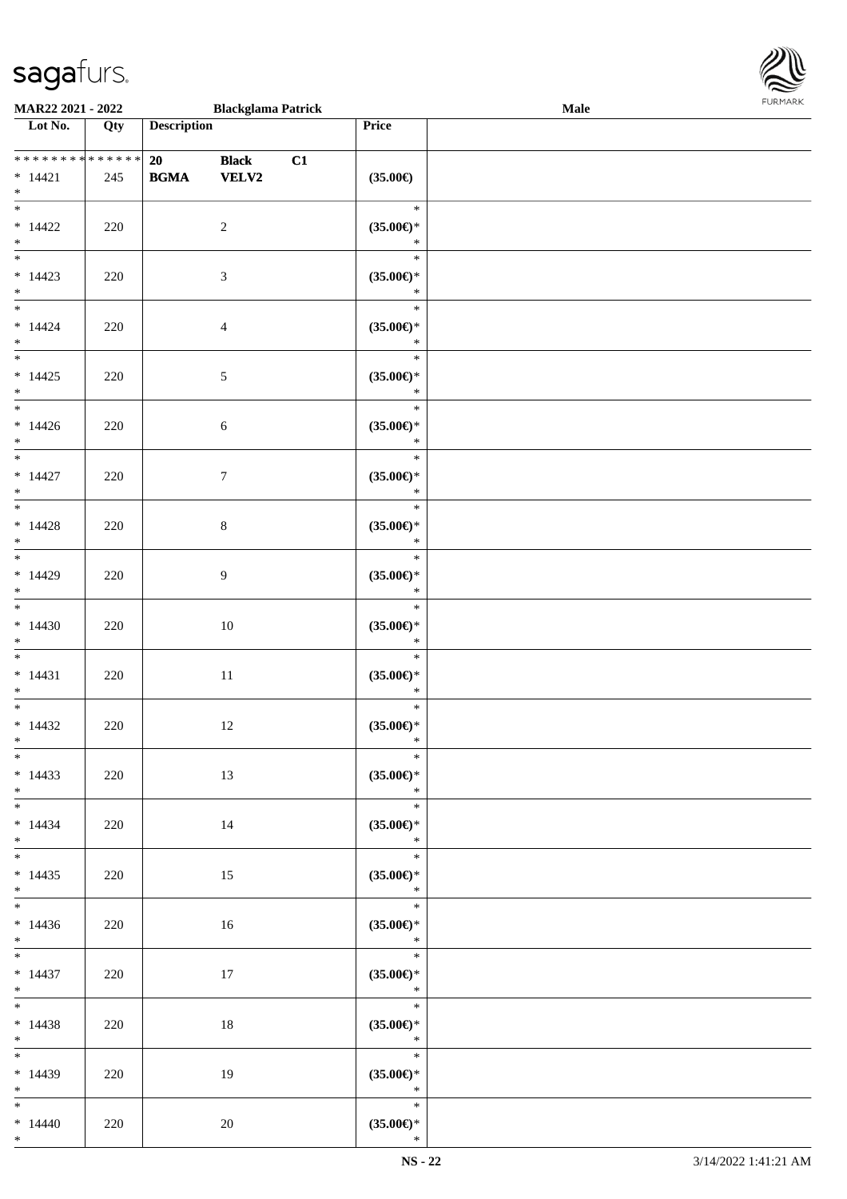| Lot No. | Qty | Description | | | Price | |
|---|---|---|---|---|---|---|
| ************** | | 20 | Black | C1 | | |
| * 14421 | 245 | BGMA | VELV2 | | (35.00€) | |
| * | | | | | | |
| * 14422 | 220 | | 2 | | (35.00€)* | |
| * 14423 | 220 | | 3 | | (35.00€)* | |
| * 14424 | 220 | | 4 | | (35.00€)* | |
| * 14425 | 220 | | 5 | | (35.00€)* | |
| * 14426 | 220 | | 6 | | (35.00€)* | |
| * 14427 | 220 | | 7 | | (35.00€)* | |
| * 14428 | 220 | | 8 | | (35.00€)* | |
| * 14429 | 220 | | 9 | | (35.00€)* | |
| * 14430 | 220 | | 10 | | (35.00€)* | |
| * 14431 | 220 | | 11 | | (35.00€)* | |
| * 14432 | 220 | | 12 | | (35.00€)* | |
| * 14433 | 220 | | 13 | | (35.00€)* | |
| * 14434 | 220 | | 14 | | (35.00€)* | |
| * 14435 | 220 | | 15 | | (35.00€)* | |
| * 14436 | 220 | | 16 | | (35.00€)* | |
| * 14437 | 220 | | 17 | | (35.00€)* | |
| * 14438 | 220 | | 18 | | (35.00€)* | |
| * 14439 | 220 | | 19 | | (35.00€)* | |
| * 14440 | 220 | | 20 | | (35.00€)* | |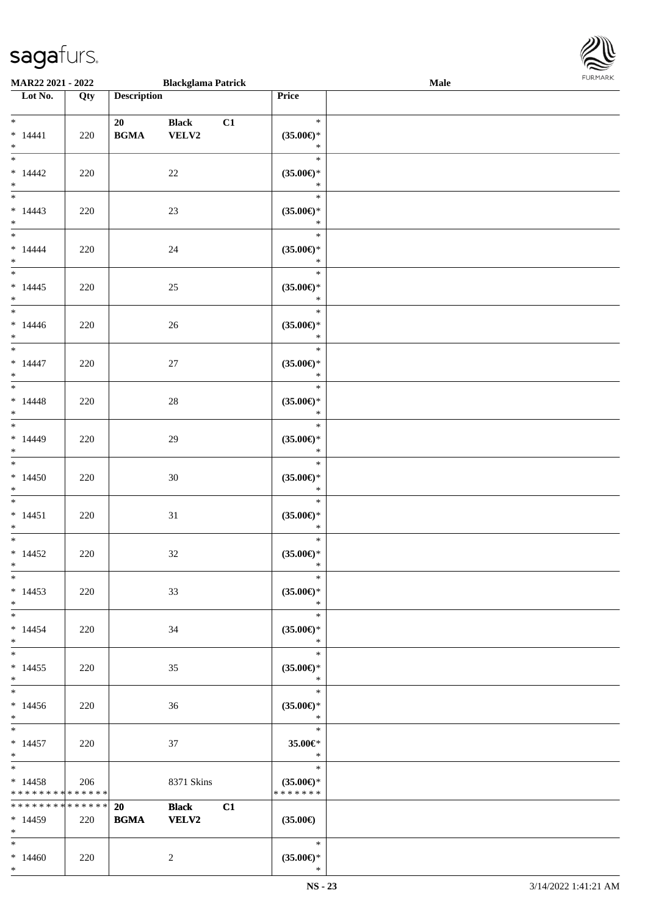| Lot No. | Qty | Description | | | Price | |
|---|---|---|---|---|---|---|
| * <br> * 14441 <br> * | 220 | **20 BGMA** | **Black VELV2** | **C1** | * <br> **(35.00€)*** <br> * | |
| * <br> * 14442 <br> * | 220 | | 22 | | * <br> **(35.00€)*** <br> * | |
| * <br> * 14443 <br> * | 220 | | 23 | | * <br> **(35.00€)*** <br> * | |
| * <br> * 14444 <br> * | 220 | | 24 | | * <br> **(35.00€)*** <br> * | |
| * <br> * 14445 <br> * | 220 | | 25 | | * <br> **(35.00€)*** <br> * | |
| * <br> * 14446 <br> * | 220 | | 26 | | * <br> **(35.00€)*** <br> * | |
| * <br> * 14447 <br> * | 220 | | 27 | | * <br> **(35.00€)*** <br> * | |
| * <br> * 14448 <br> * | 220 | | 28 | | * <br> **(35.00€)*** <br> * | |
| * <br> * 14449 <br> * | 220 | | 29 | | * <br> **(35.00€)*** <br> * | |
| * <br> * 14450 <br> * | 220 | | 30 | | * <br> **(35.00€)*** <br> * | |
| * <br> * 14451 <br> * | 220 | | 31 | | * <br> **(35.00€)*** <br> * | |
| * <br> * 14452 <br> * | 220 | | 32 | | * <br> **(35.00€)*** <br> * | |
| * <br> * 14453 <br> * | 220 | | 33 | | * <br> **(35.00€)*** <br> * | |
| * <br> * 14454 <br> * | 220 | | 34 | | * <br> **(35.00€)*** <br> * | |
| * <br> * 14455 <br> * | 220 | | 35 | | * <br> **(35.00€)*** <br> * | |
| * <br> * 14456 <br> * | 220 | | 36 | | * <br> **(35.00€)*** <br> * | |
| * <br> * 14457 <br> * | 220 | | 37 | | * <br> **35.00€*** <br> * | |
| * <br> * 14458 <br> * * * * * * * * * * * * * * | 206 | | 8371 Skins | | * <br> **(35.00€)*** <br> * * * * * * * | |
| * * * * * * * * * * * * * * <br> * 14459 <br> * | 220 | **20 BGMA** | **Black VELV2** | **C1** | **(35.00€)** | |
| * <br> * 14460 <br> * | 220 | | 2 | | * <br> **(35.00€)*** <br> * | |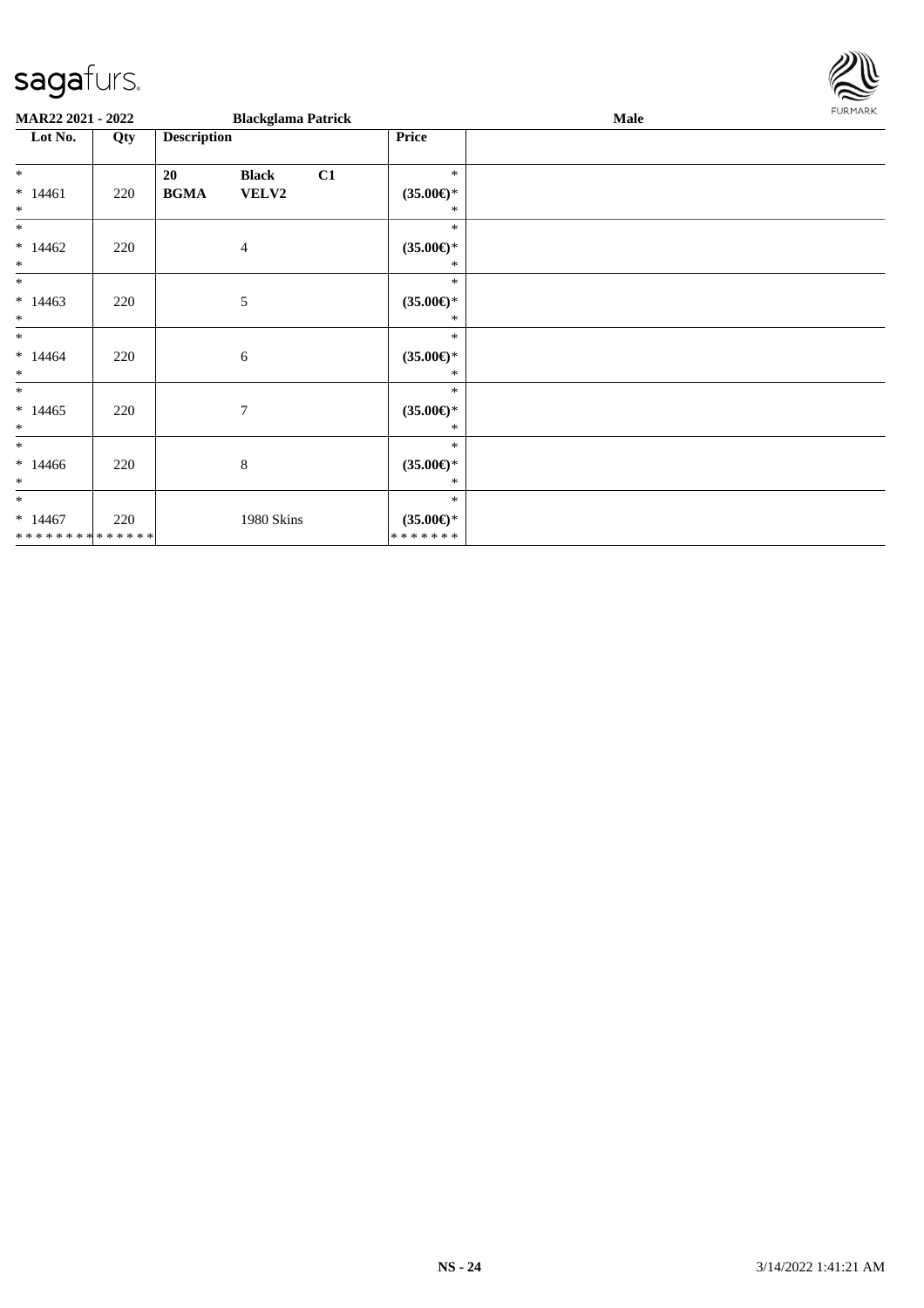**MAR22 2021 - 2022** **Blackglama Patrick** **Male**

| Lot No. | Qty | Description | | | Price | |
|---|---|---|---|---|---|---|
| *<br>* 14461<br>* | 220 | **20**<br>**BGMA** | **Black**<br>**VELV2** | **C1** | *<br>**(35.00€)***<br>* | |
| *<br>* 14462<br>* | 220 | | 4 | | *<br>**(35.00€)***<br>* | |
| *<br>* 14463<br>* | 220 | | 5 | | *<br>**(35.00€)***<br>* | |
| *<br>* 14464<br>* | 220 | | 6 | | *<br>**(35.00€)***<br>* | |
| *<br>* 14465<br>* | 220 | | 7 | | *<br>**(35.00€)***<br>* | |
| *<br>* 14466<br>* | 220 | | 8 | | *<br>**(35.00€)***<br>* | |
| *<br>* 14467<br>* * * * * * * * * * * * * * | 220 | | 1980 Skins | | *<br>**(35.00€)***<br>* * * * * * * | |

NS - 24 3/14/2022 1:41:21 AM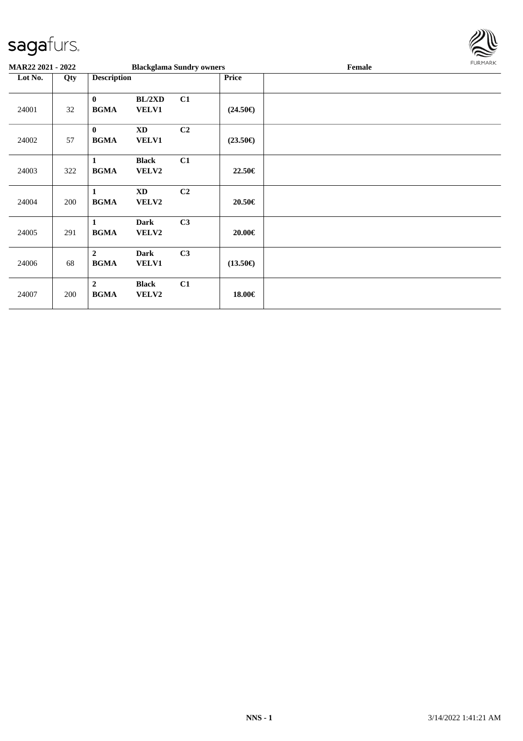**MAR22 2021 - 2022** **Blackglama Sundry owners** **Female**

| Lot No. | Qty | Description | | | Price | |
|---|---|---|---|---|---|---|
| 24001 | 32 | **0** **BGMA** | **BL/2XD** **VELV1** | **C1** | **(24.50€)** | |
| 24002 | 57 | **0** **BGMA** | **XD** **VELV1** | **C2** | **(23.50€)** | |
| 24003 | 322 | **1** **BGMA** | **Black** **VELV2** | **C1** | **22.50€** | |
| 24004 | 200 | **1** **BGMA** | **XD** **VELV2** | **C2** | **20.50€** | |
| 24005 | 291 | **1** **BGMA** | **Dark** **VELV2** | **C3** | **20.00€** | |
| 24006 | 68 | **2** **BGMA** | **Dark** **VELV1** | **C3** | **(13.50€)** | |
| 24007 | 200 | **2** **BGMA** | **Black** **VELV2** | **C1** | **18.00€** | |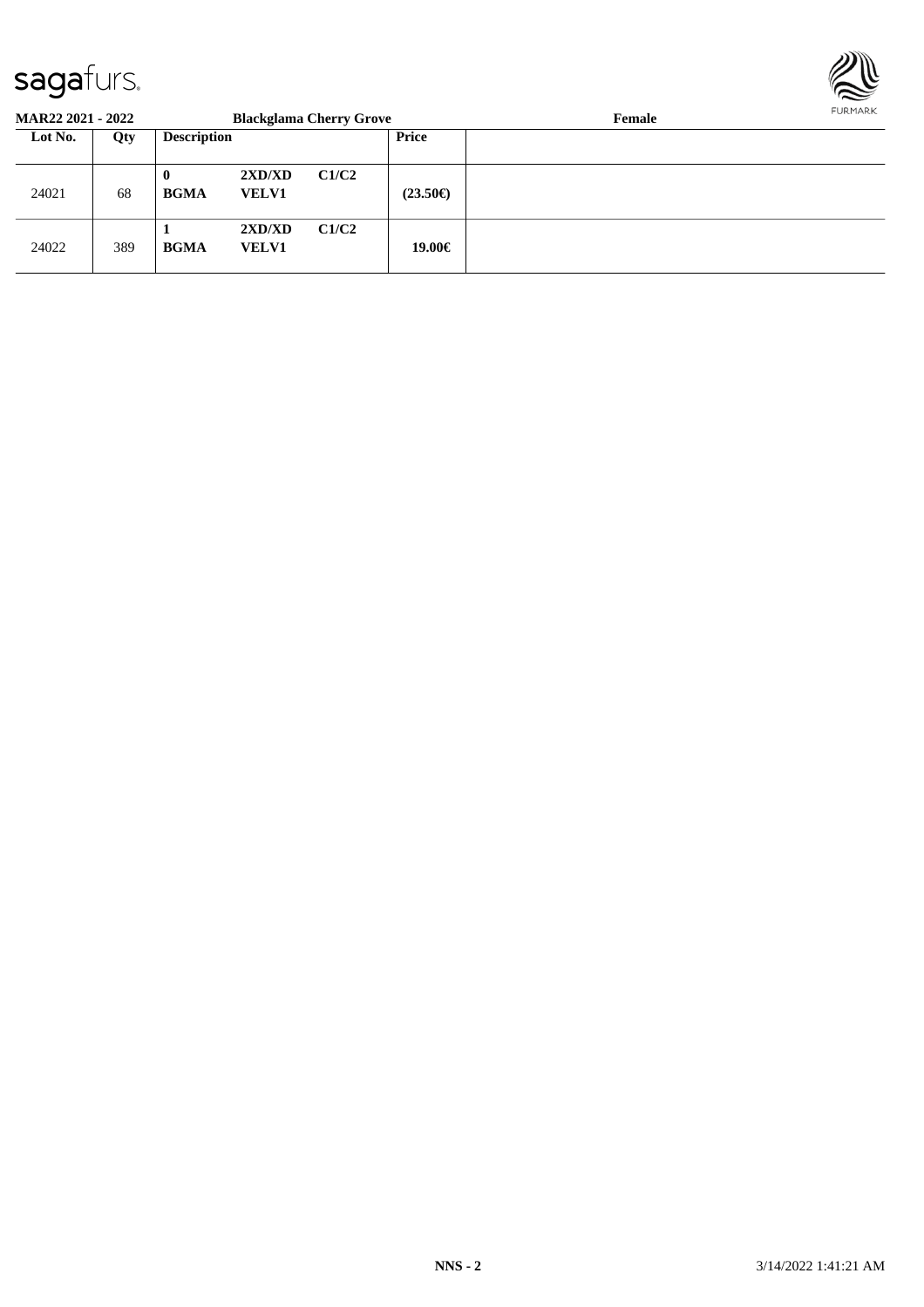**MAR22 2021 - 2022** **Blackglama Cherry Grove** **Female**

| Lot No. | Qty | Description | | | Price | |
|---|---|---|---|---|---|---|
| 24021 | 68 | **0** **BGMA** | **2XD/XD** **VELV1** | **C1/C2** | **(23.50€)** | |
| 24022 | 389 | **1** **BGMA** | **2XD/XD** **VELV1** | **C1/C2** | **19.00€** | |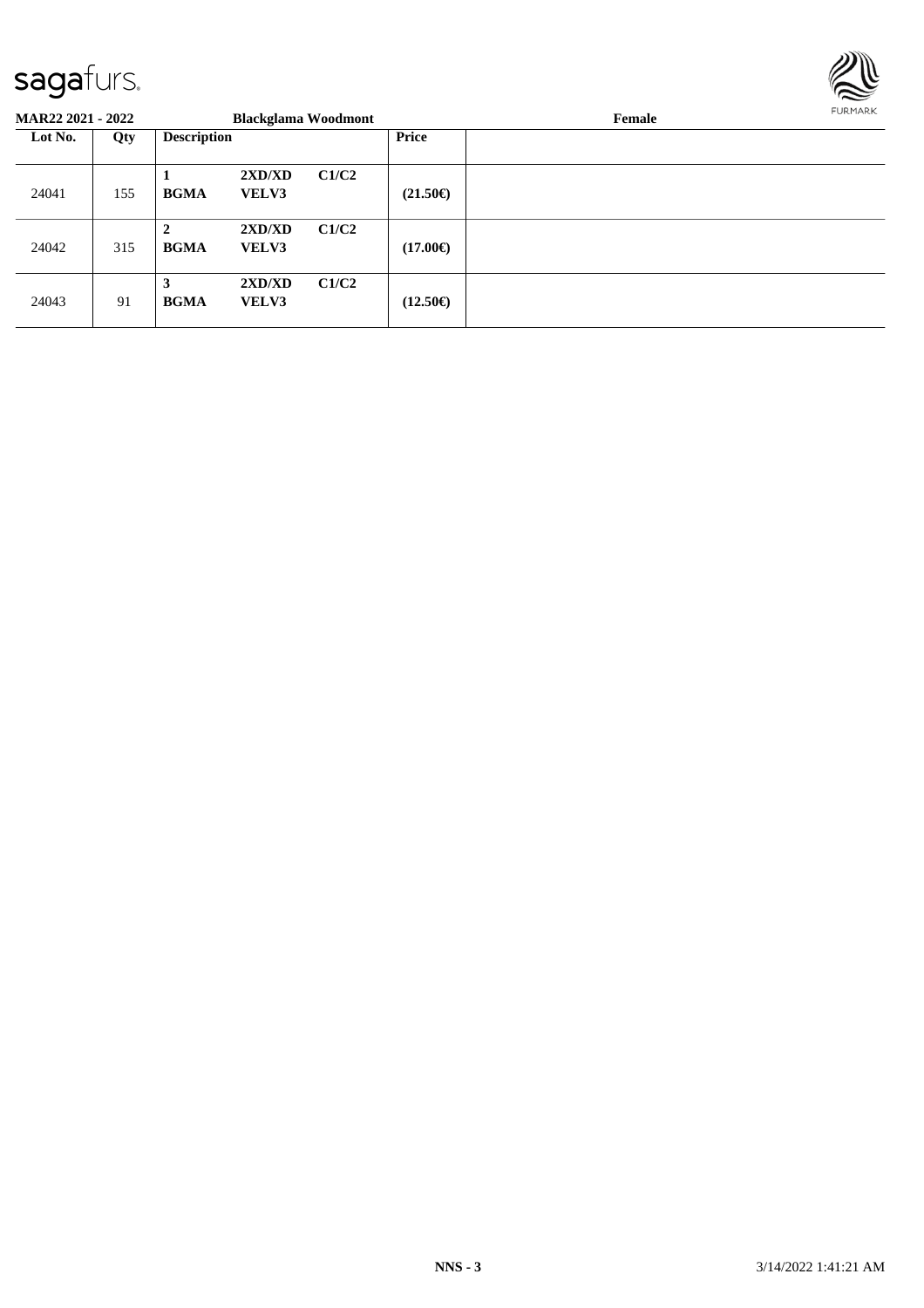**MAR22 2021 - 2022** **Blackglama Woodmont** **Female**

| Lot No. | Qty | Description | | | Price | |
|---|---|---|---|---|---|---|
| 24041 | 155 | **1** **BGMA** | **2XD/XD** **VELV3** | **C1/C2** | **(21.50€)** | |
| 24042 | 315 | **2** **BGMA** | **2XD/XD** **VELV3** | **C1/C2** | **(17.00€)** | |
| 24043 | 91 | **3** **BGMA** | **2XD/XD** **VELV3** | **C1/C2** | **(12.50€)** | |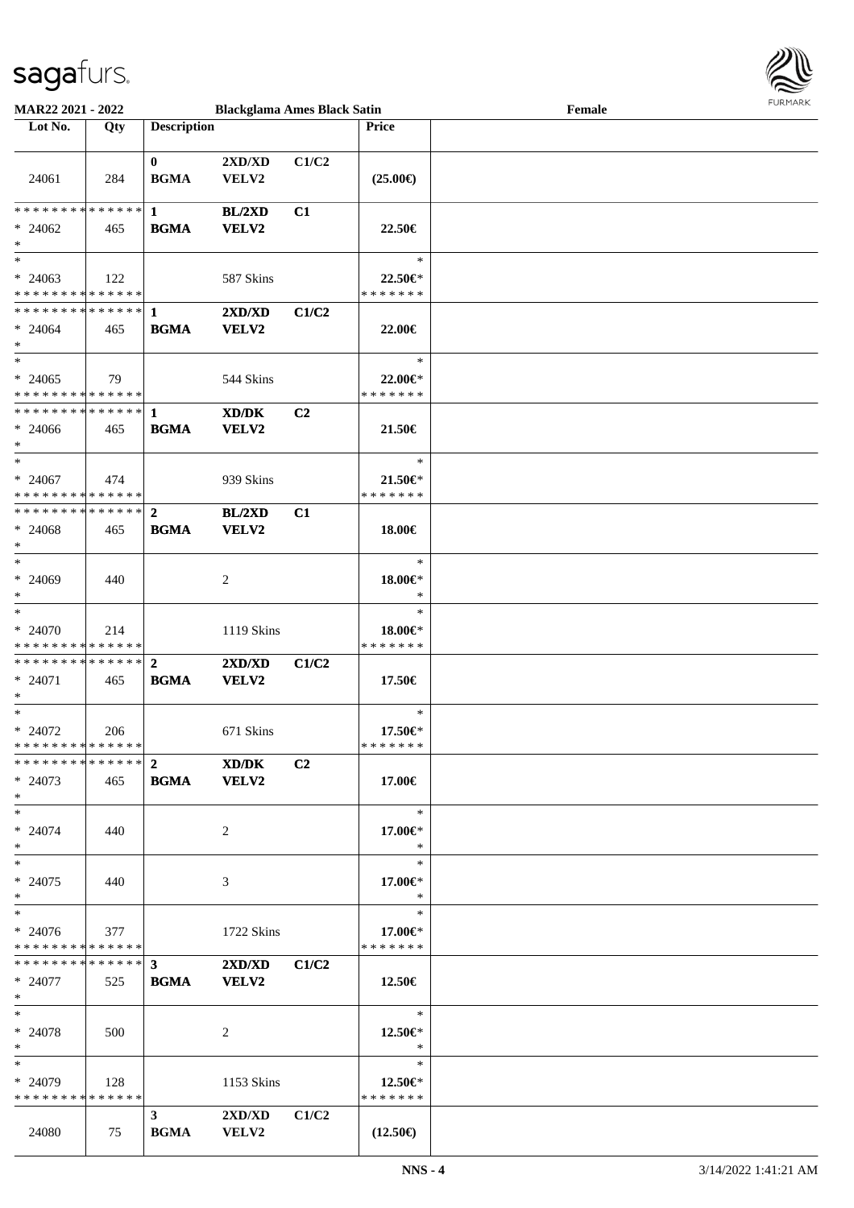MAR22 2021 - 2022 Blackglama Ames Black Satin Female

| Lot No. | Qty | Description | | | Price | |
|---|---|---|---|---|---|---|
| 24061 | 284 | 0 BGMA | 2XD/XD VELV2 | C1/C2 | (25.00€) | |
| * * * * * * * * * * * * * * * 24062 * | 465 | 1 BGMA | BL/2XD VELV2 | C1 | 22.50€ | |
| * * 24063 * * * * * * * * * * * * * * | 122 | | 587 Skins | | * 22.50€* * * * * * * * | |
| * * * * * * * * * * * * * * * 24064 * | 465 | 1 BGMA | 2XD/XD VELV2 | C1/C2 | 22.00€ | |
| * * 24065 * * * * * * * * * * * * * * | 79 | | 544 Skins | | * 22.00€* * * * * * * * | |
| * * * * * * * * * * * * * * * 24066 * | 465 | 1 BGMA | XD/DK VELV2 | C2 | 21.50€ | |
| * * 24067 * * * * * * * * * * * * * * | 474 | | 939 Skins | | * 21.50€* * * * * * * * | |
| * * * * * * * * * * * * * * * 24068 * | 465 | 2 BGMA | BL/2XD VELV2 | C1 | 18.00€ | |
| * * 24069 * | 440 | | 2 | | * 18.00€* * | |
| * * 24070 * * * * * * * * * * * * * * | 214 | | 1119 Skins | | * 18.00€* * * * * * * * | |
| * * * * * * * * * * * * * * * 24071 * | 465 | 2 BGMA | 2XD/XD VELV2 | C1/C2 | 17.50€ | |
| * * 24072 * * * * * * * * * * * * * * | 206 | | 671 Skins | | * 17.50€* * * * * * * * | |
| * * * * * * * * * * * * * * * 24073 * | 465 | 2 BGMA | XD/DK VELV2 | C2 | 17.00€ | |
| * * 24074 * | 440 | | 2 | | * 17.00€* * | |
| * * 24075 * | 440 | | 3 | | * 17.00€* * | |
| * * 24076 * * * * * * * * * * * * * * | 377 | | 1722 Skins | | * 17.00€* * * * * * * * | |
| * * * * * * * * * * * * * * * 24077 * | 525 | 3 BGMA | 2XD/XD VELV2 | C1/C2 | 12.50€ | |
| * * 24078 * | 500 | | 2 | | * 12.50€* * | |
| * * 24079 * * * * * * * * * * * * * * | 128 | | 1153 Skins | | * 12.50€* * * * * * * * | |
| 24080 | 75 | 3 BGMA | 2XD/XD VELV2 | C1/C2 | (12.50€) | |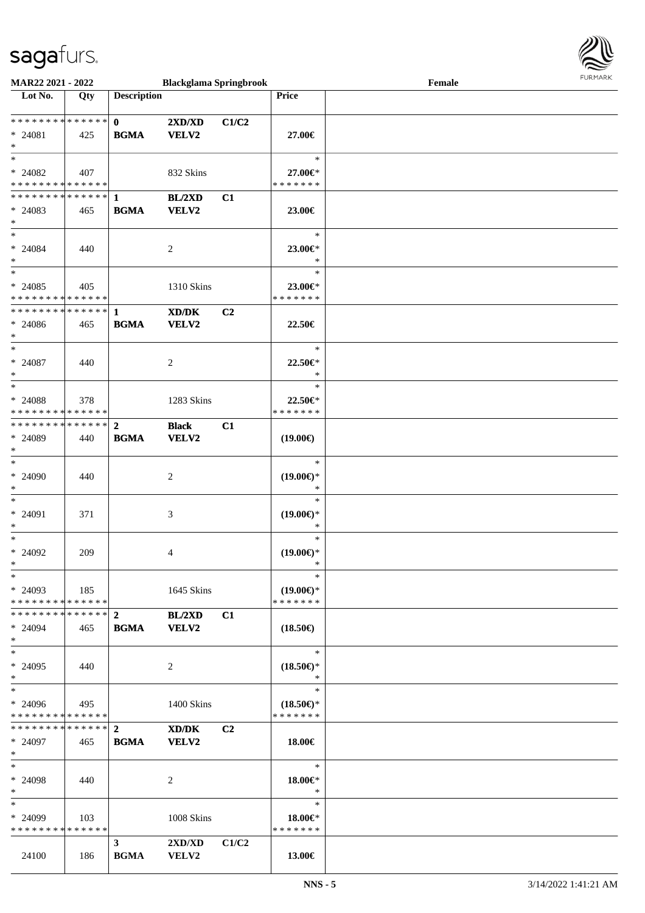sagafurs.

MAR22 2021 - 2022 | Blackglama Springbrook | Female

| Lot No. | Qty | Description | | | Price | |
|---|---|---|---|---|---|---|
| * * * * * * * * * * * * * * | | 0 | 2XD/XD | C1/C2 | | |
| * 24081 | 425 | BGMA | VELV2 | | 27.00€ | |
| * | | | | | | |
| * | | | | | * | |
| * 24082 | 407 | | 832 Skins | | 27.00€* | |
| * * * * * * * * * * * * * * | | | | | * * * * * * * | |
| * * * * * * * * * * * * * * | | 1 | BL/2XD | C1 | | |
| * 24083 | 465 | BGMA | VELV2 | | 23.00€ | |
| * | | | | | | |
| * | | | | | * | |
| * 24084 | 440 | | 2 | | 23.00€* | |
| * | | | | | * | |
| * | | | | | * | |
| * 24085 | 405 | | 1310 Skins | | 23.00€* | |
| * * * * * * * * * * * * * * | | | | | * * * * * * * | |
| * * * * * * * * * * * * * * | | 1 | XD/DK | C2 | | |
| * 24086 | 465 | BGMA | VELV2 | | 22.50€ | |
| * | | | | | | |
| * | | | | | * | |
| * 24087 | 440 | | 2 | | 22.50€* | |
| * | | | | | * | |
| * | | | | | * | |
| * 24088 | 378 | | 1283 Skins | | 22.50€* | |
| * * * * * * * * * * * * * * | | | | | * * * * * * * | |
| * * * * * * * * * * * * * * | | 2 | Black | C1 | | |
| * 24089 | 440 | BGMA | VELV2 | | (19.00€) | |
| * | | | | | | |
| * | | | | | * | |
| * 24090 | 440 | | 2 | | (19.00€)* | |
| * | | | | | * | |
| * | | | | | * | |
| * 24091 | 371 | | 3 | | (19.00€)* | |
| * | | | | | * | |
| * | | | | | * | |
| * 24092 | 209 | | 4 | | (19.00€)* | |
| * | | | | | * | |
| * | | | | | * | |
| * 24093 | 185 | | 1645 Skins | | (19.00€)* | |
| * * * * * * * * * * * * * * | | | | | * * * * * * * | |
| * * * * * * * * * * * * * * | | 2 | BL/2XD | C1 | | |
| * 24094 | 465 | BGMA | VELV2 | | (18.50€) | |
| * | | | | | | |
| * | | | | | * | |
| * 24095 | 440 | | 2 | | (18.50€)* | |
| * | | | | | * | |
| * | | | | | * | |
| * 24096 | 495 | | 1400 Skins | | (18.50€)* | |
| * * * * * * * * * * * * * * | | | | | * * * * * * * | |
| * * * * * * * * * * * * * * | | 2 | XD/DK | C2 | | |
| * 24097 | 465 | BGMA | VELV2 | | 18.00€ | |
| * | | | | | | |
| * | | | | | * | |
| * 24098 | 440 | | 2 | | 18.00€* | |
| * | | | | | * | |
| * | | | | | * | |
| * 24099 | 103 | | 1008 Skins | | 18.00€* | |
| * * * * * * * * * * * * * * | | | | | * * * * * * * | |
| | | 3 | 2XD/XD | C1/C2 | | |
| 24100 | 186 | BGMA | VELV2 | | 13.00€ | |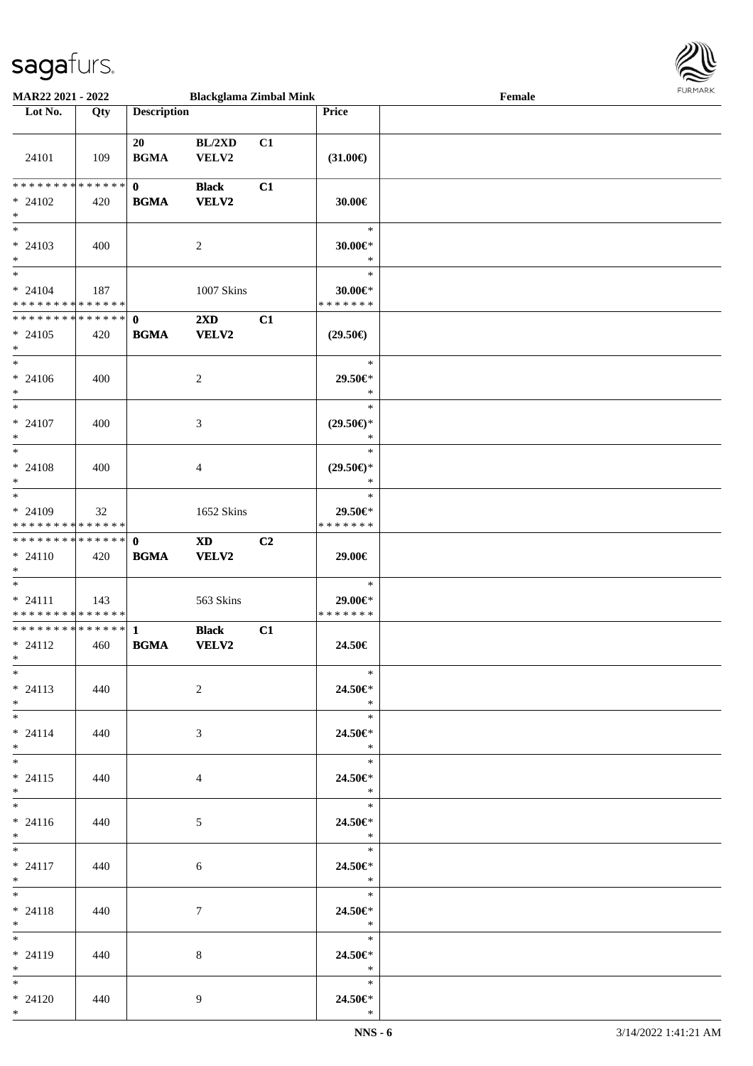**MAR22 2021 - 2022** | **Blackglama Zimbal Mink** | **Female**

| Lot No. | Qty | Description | | | Price | |
|---|---|---|---|---|---|---|
| 24101 | 109 | 20 BGMA | BL/2XD VELV2 | C1 | (31.00€) | |
| * * * * * * * * * * * * * * * 24102 * | 420 | **0 BGMA** | **Black VELV2** | **C1** | **30.00€** | |
| * * 24103 * | 400 | | 2 | | * **30.00€*** * | |
| * * 24104 * * * * * * * * * * * * * * | 187 | | 1007 Skins | | * **30.00€*** * * * * * * * | |
| * * * * * * * * * * * * * * * 24105 * | 420 | **0 BGMA** | **2XD VELV2** | **C1** | **(29.50€)** | |
| * * 24106 * | 400 | | 2 | | * **29.50€*** * | |
| * * 24107 * | 400 | | 3 | | * **(29.50€)*** * | |
| * * 24108 * | 400 | | 4 | | * **(29.50€)*** * | |
| * * 24109 * * * * * * * * * * * * * * | 32 | | 1652 Skins | | * **29.50€*** * * * * * * * | |
| * * * * * * * * * * * * * * * 24110 * | 420 | **0 BGMA** | **XD VELV2** | **C2** | **29.00€** | |
| * * 24111 * * * * * * * * * * * * * * | 143 | | 563 Skins | | * **29.00€*** * * * * * * * | |
| * * * * * * * * * * * * * * * 24112 * | 460 | **1 BGMA** | **Black VELV2** | **C1** | **24.50€** | |
| * * 24113 * | 440 | | 2 | | * **24.50€*** * | |
| * * 24114 * | 440 | | 3 | | * **24.50€*** * | |
| * * 24115 * | 440 | | 4 | | * **24.50€*** * | |
| * * 24116 * | 440 | | 5 | | * **24.50€*** * | |
| * * 24117 * | 440 | | 6 | | * **24.50€*** * | |
| * * 24118 * | 440 | | 7 | | * **24.50€*** * | |
| * * 24119 * | 440 | | 8 | | * **24.50€*** * | |
| * * 24120 * | 440 | | 9 | | * **24.50€*** * | |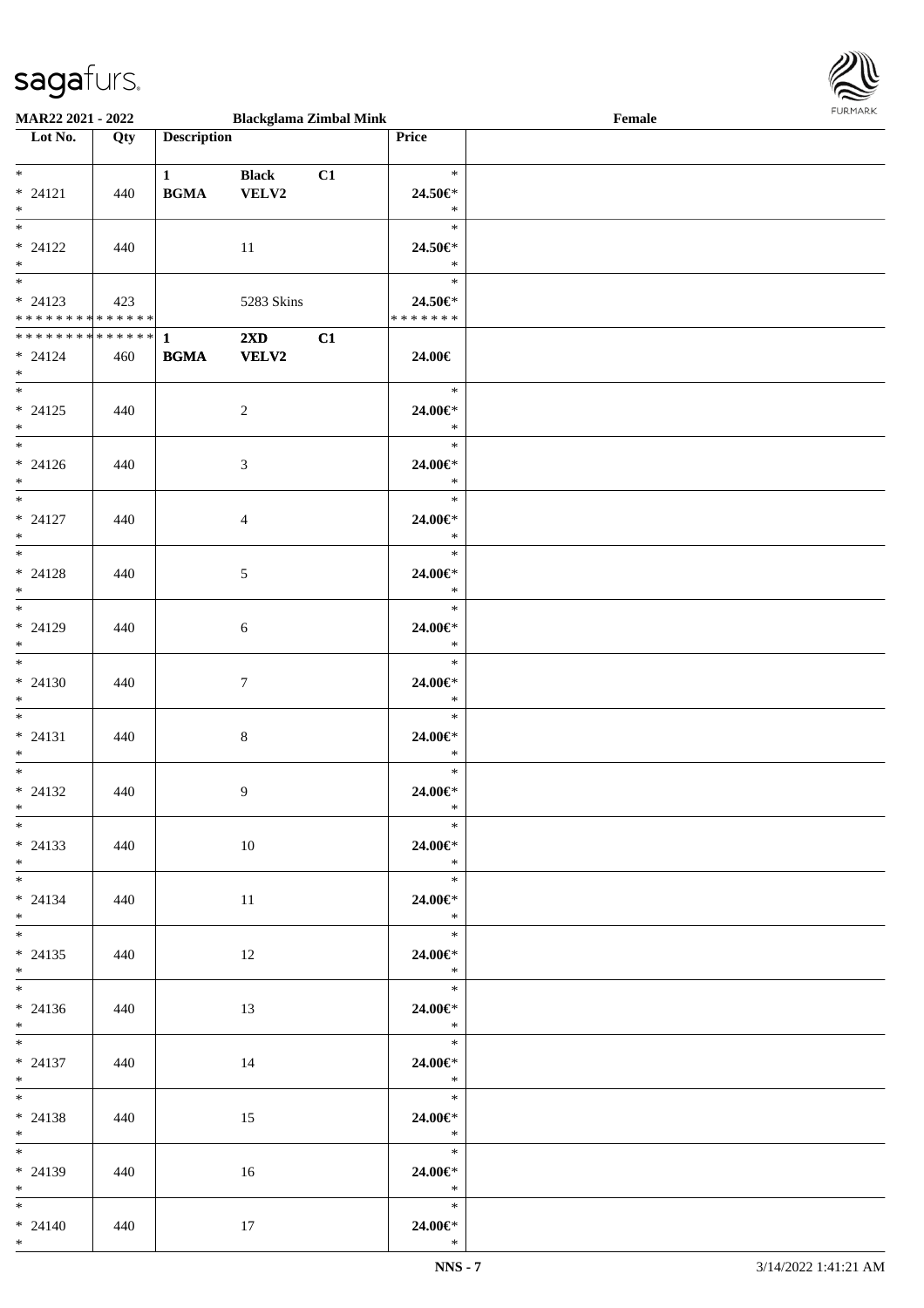**MAR22 2021 - 2022** **Blackglama Zimbal Mink** **Female**

| Lot No. | Qty | Description | | | Price | |
|---|---|---|---|---|---|---|
| * <br> * 24121 <br> * | 440 | **1** <br> **BGMA** | **Black** <br> **VELV2** | **C1** | * <br> **24.50€*** <br> * | |
| * <br> * 24122 <br> * | 440 | | 11 | | * <br> **24.50€*** <br> * | |
| * <br> * 24123 <br> * * * * * * * * * * * * * * | 423 | | 5283 Skins | | * <br> **24.50€*** <br> * * * * * * * | |
| * * * * * * * * * * * * * * <br> * 24124 <br> * | 460 | **1** <br> **BGMA** | **2XD** <br> **VELV2** | **C1** | **24.00€** | |
| * <br> * 24125 <br> * | 440 | | 2 | | * <br> **24.00€*** <br> * | |
| * <br> * 24126 <br> * | 440 | | 3 | | * <br> **24.00€*** <br> * | |
| * <br> * 24127 <br> * | 440 | | 4 | | * <br> **24.00€*** <br> * | |
| * <br> * 24128 <br> * | 440 | | 5 | | * <br> **24.00€*** <br> * | |
| * <br> * 24129 <br> * | 440 | | 6 | | * <br> **24.00€*** <br> * | |
| * <br> * 24130 <br> * | 440 | | 7 | | * <br> **24.00€*** <br> * | |
| * <br> * 24131 <br> * | 440 | | 8 | | * <br> **24.00€*** <br> * | |
| * <br> * 24132 <br> * | 440 | | 9 | | * <br> **24.00€*** <br> * | |
| * <br> * 24133 <br> * | 440 | | 10 | | * <br> **24.00€*** <br> * | |
| * <br> * 24134 <br> * | 440 | | 11 | | * <br> **24.00€*** <br> * | |
| * <br> * 24135 <br> * | 440 | | 12 | | * <br> **24.00€*** <br> * | |
| * <br> * 24136 <br> * | 440 | | 13 | | * <br> **24.00€*** <br> * | |
| * <br> * 24137 <br> * | 440 | | 14 | | * <br> **24.00€*** <br> * | |
| * <br> * 24138 <br> * | 440 | | 15 | | * <br> **24.00€*** <br> * | |
| * <br> * 24139 <br> * | 440 | | 16 | | * <br> **24.00€*** <br> * | |
| * <br> * 24140 <br> * | 440 | | 17 | | * <br> **24.00€*** <br> * | |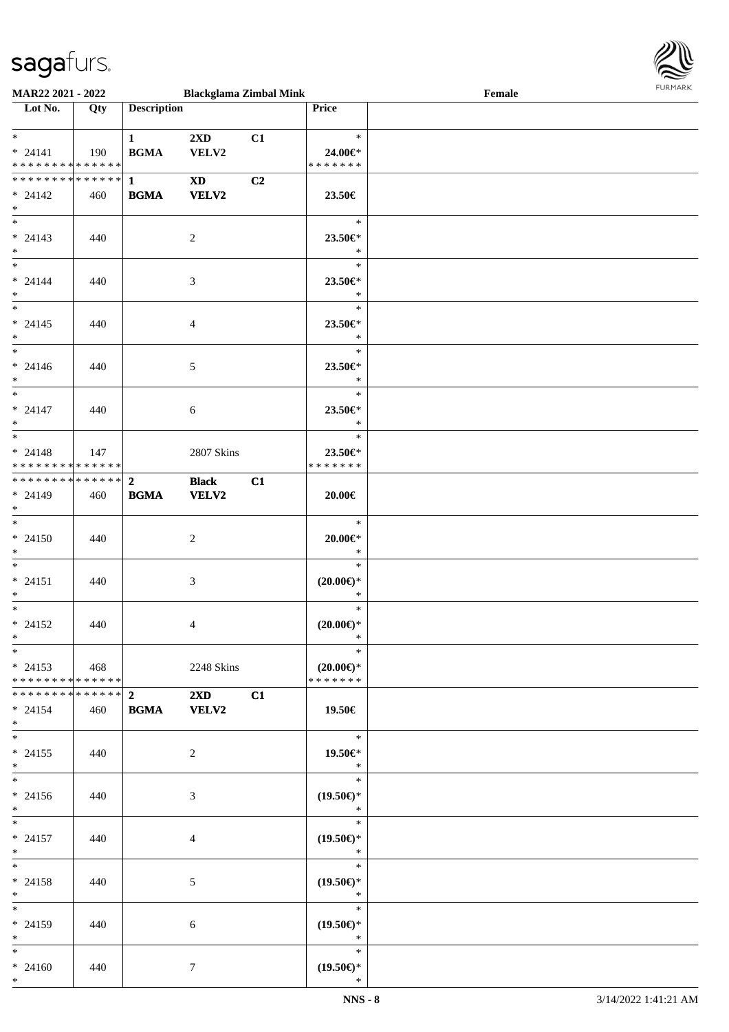**MAR22 2021 - 2022** | **Blackglama Zimbal Mink** | **Female**

| Lot No. | Qty | Description | | | Price | |
|---|---|---|---|---|---|---|
| * | | **1** | **2XD** | **C1** | * | |
| * 24141 | 190 | **BGMA** | **VELV2** | | **24.00€*** | |
| * * * * * * * * * * * * * * | | | | | * * * * * * * | |
| * * * * * * * * * * * * * * | | **1** | **XD** | **C2** | | |
| * 24142 | 460 | **BGMA** | **VELV2** | | **23.50€** | |
| * | | | | | | |
| * | | | | | * | |
| * 24143 | 440 | | 2 | | **23.50€*** | |
| * | | | | | * | |
| * | | | | | * | |
| * 24144 | 440 | | 3 | | **23.50€*** | |
| * | | | | | * | |
| * | | | | | * | |
| * 24145 | 440 | | 4 | | **23.50€*** | |
| * | | | | | * | |
| * | | | | | * | |
| * 24146 | 440 | | 5 | | **23.50€*** | |
| * | | | | | * | |
| * | | | | | * | |
| * 24147 | 440 | | 6 | | **23.50€*** | |
| * | | | | | * | |
| * | | | | | * | |
| * 24148 | 147 | | 2807 Skins | | **23.50€*** | |
| * * * * * * * * * * * * * * | | | | | * * * * * * * | |
| * * * * * * * * * * * * * * | | **2** | **Black** | **C1** | | |
| * 24149 | 460 | **BGMA** | **VELV2** | | **20.00€** | |
| * | | | | | | |
| * | | | | | * | |
| * 24150 | 440 | | 2 | | **20.00€*** | |
| * | | | | | * | |
| * | | | | | * | |
| * 24151 | 440 | | 3 | | **(20.00€)*** | |
| * | | | | | * | |
| * | | | | | * | |
| * 24152 | 440 | | 4 | | **(20.00€)*** | |
| * | | | | | * | |
| * | | | | | * | |
| * 24153 | 468 | | 2248 Skins | | **(20.00€)*** | |
| * * * * * * * * * * * * * * | | | | | * * * * * * * | |
| * * * * * * * * * * * * * * | | **2** | **2XD** | **C1** | | |
| * 24154 | 460 | **BGMA** | **VELV2** | | **19.50€** | |
| * | | | | | | |
| * | | | | | * | |
| * 24155 | 440 | | 2 | | **19.50€*** | |
| * | | | | | * | |
| * | | | | | * | |
| * 24156 | 440 | | 3 | | **(19.50€)*** | |
| * | | | | | * | |
| * | | | | | * | |
| * 24157 | 440 | | 4 | | **(19.50€)*** | |
| * | | | | | * | |
| * | | | | | * | |
| * 24158 | 440 | | 5 | | **(19.50€)*** | |
| * | | | | | * | |
| * | | | | | * | |
| * 24159 | 440 | | 6 | | **(19.50€)*** | |
| * | | | | | * | |
| * | | | | | * | |
| * 24160 | 440 | | 7 | | **(19.50€)*** | |
| * | | | | | * | |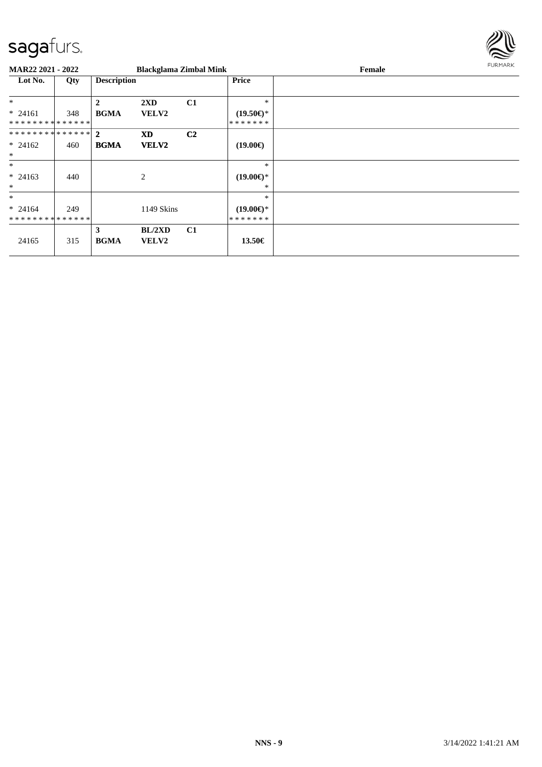**MAR22 2021 - 2022** | **Blackglama Zimbal Mink** | **Female**

| Lot No. | Qty | Description | | | Price | |
|---|---|---|---|---|---|---|
| * | | **2** | **2XD** | **C1** | * | |
| * 24161 | 348 | **BGMA** | **VELV2** | | **(19.50€)*** | |
| * * * * * * * * * * * * * * | | | | | * * * * * * * | |
| * * * * * * * * * * * * * * | | **2** | **XD** | **C2** | | |
| * 24162 | 460 | **BGMA** | **VELV2** | | **(19.00€)** | |
| * | | | | | | |
| * | | | | | * | |
| * 24163 | 440 | | 2 | | **(19.00€)*** | |
| * | | | | | * | |
| * | | | | | * | |
| * 24164 | 249 | | 1149 Skins | | **(19.00€)*** | |
| * * * * * * * * * * * * * * | | | | | * * * * * * * | |
| | | **3** | **BL/2XD** | **C1** | | |
| 24165 | 315 | **BGMA** | **VELV2** | | **13.50€** | |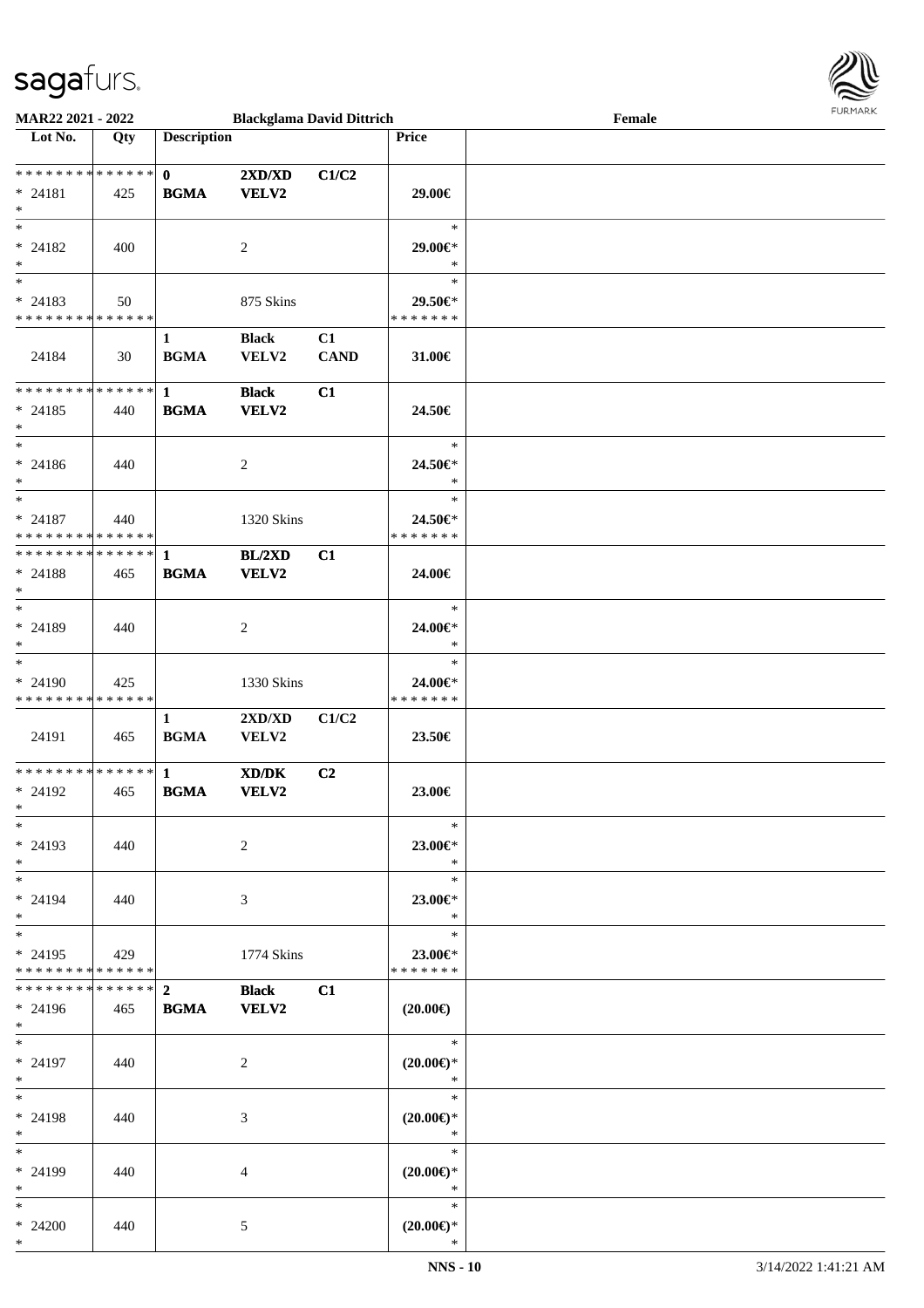**MAR22 2021 - 2022** | **Blackglama David Dittrich** | **Female**

| Lot No. | Qty | Description | | | Price | |
|---|---|---|---|---|---|---|
| * * * * * * * * * * * * * * | | **0** | **2XD/XD** | **C1/C2** | | |
| * 24181 | 425 | **BGMA** | **VELV2** | | **29.00€** | |
| * | | | | | | |
| * | | | | | * | |
| * 24182 | 400 | | 2 | | **29.00€*** | |
| * | | | | | * | |
| * | | | | | * | |
| * 24183 | 50 | | 875 Skins | | **29.50€*** | |
| * * * * * * * * * * * * * * | | | | | * * * * * * * | |
| | | **1** | **Black** | **C1** | | |
| 24184 | 30 | **BGMA** | **VELV2** | **CAND** | **31.00€** | |
| * * * * * * * * * * * * * * | | **1** | **Black** | **C1** | | |
| * 24185 | 440 | **BGMA** | **VELV2** | | **24.50€** | |
| * | | | | | | |
| * | | | | | * | |
| * 24186 | 440 | | 2 | | **24.50€*** | |
| * | | | | | * | |
| * | | | | | * | |
| * 24187 | 440 | | 1320 Skins | | **24.50€*** | |
| * * * * * * * * * * * * * * | | | | | * * * * * * * | |
| * * * * * * * * * * * * * * | | **1** | **BL/2XD** | **C1** | | |
| * 24188 | 465 | **BGMA** | **VELV2** | | **24.00€** | |
| * | | | | | | |
| * | | | | | * | |
| * 24189 | 440 | | 2 | | **24.00€*** | |
| * | | | | | * | |
| * | | | | | * | |
| * 24190 | 425 | | 1330 Skins | | **24.00€*** | |
| * * * * * * * * * * * * * * | | | | | * * * * * * * | |
| | | **1** | **2XD/XD** | **C1/C2** | | |
| 24191 | 465 | **BGMA** | **VELV2** | | **23.50€** | |
| * * * * * * * * * * * * * * | | **1** | **XD/DK** | **C2** | | |
| * 24192 | 465 | **BGMA** | **VELV2** | | **23.00€** | |
| * | | | | | | |
| * | | | | | * | |
| * 24193 | 440 | | 2 | | **23.00€*** | |
| * | | | | | * | |
| * | | | | | * | |
| * 24194 | 440 | | 3 | | **23.00€*** | |
| * | | | | | * | |
| * | | | | | * | |
| * 24195 | 429 | | 1774 Skins | | **23.00€*** | |
| * * * * * * * * * * * * * * | | | | | * * * * * * * | |
| * * * * * * * * * * * * * * | | **2** | **Black** | **C1** | | |
| * 24196 | 465 | **BGMA** | **VELV2** | | **(20.00€)** | |
| * | | | | | | |
| * | | | | | * | |
| * 24197 | 440 | | 2 | | **(20.00€)*** | |
| * | | | | | * | |
| * | | | | | * | |
| * 24198 | 440 | | 3 | | **(20.00€)*** | |
| * | | | | | * | |
| * | | | | | * | |
| * 24199 | 440 | | 4 | | **(20.00€)*** | |
| * | | | | | * | |
| * | | | | | * | |
| * 24200 | 440 | | 5 | | **(20.00€)*** | |
| * | | | | | * | |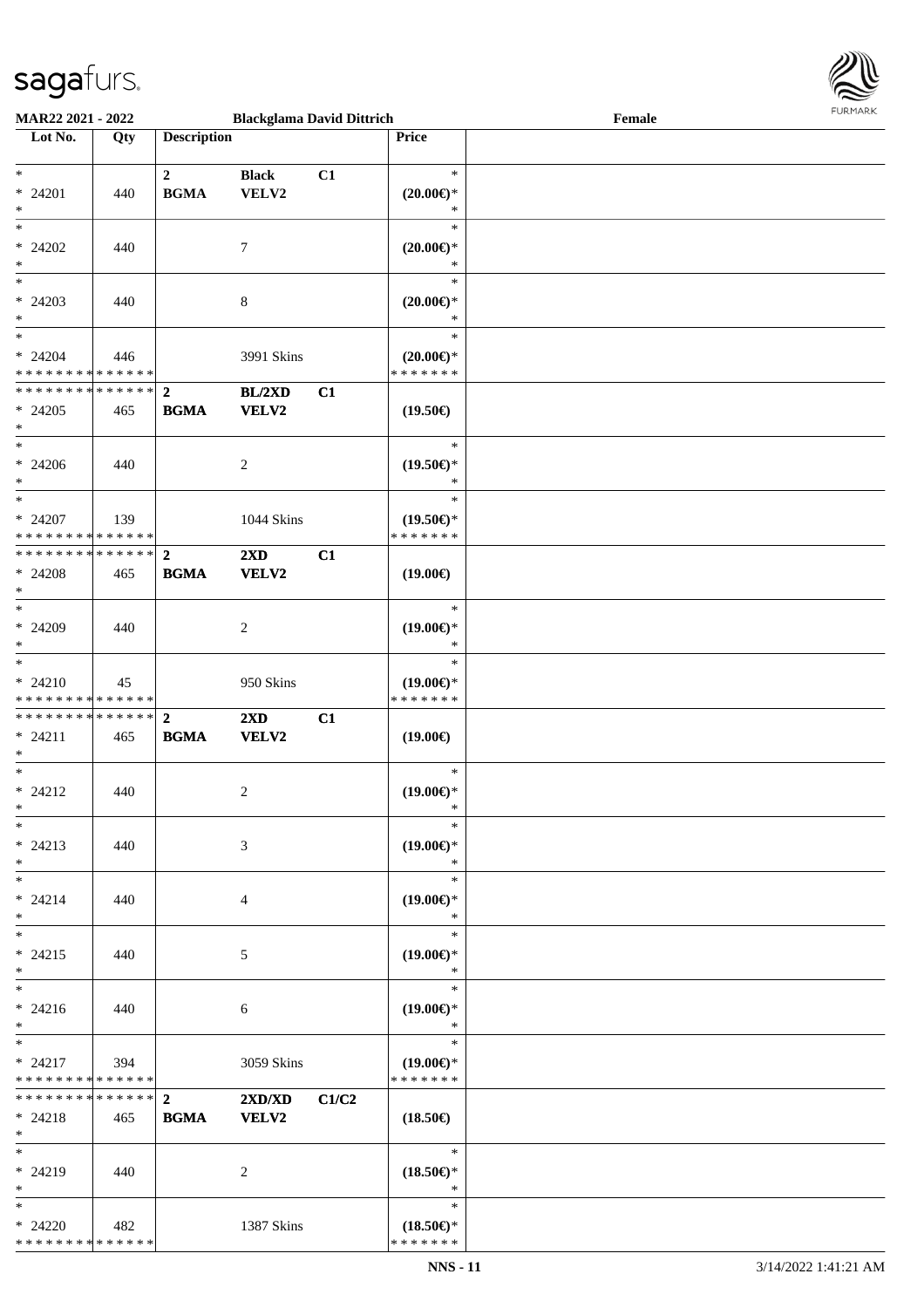**MAR22 2021 - 2022** **Blackglama David Dittrich** **Female**

| Lot No. | Qty | Description | | | Price | |
|---|---|---|---|---|---|---|
| * 24201 * | 440 | 2 BGMA | Black VELV2 | C1 | * (20.00€)* * | |
| * 24202 * | 440 | | 7 | | * (20.00€)* * | |
| * 24203 * | 440 | | 8 | | * (20.00€)* * | |
| * 24204 * * * * * * * * * * * * * * | 446 | | 3991 Skins | | * (20.00€)* * * * * * * * | |
| * * * * * * * * * * * * * * 24205 * | 465 | 2 BGMA | BL/2XD VELV2 | C1 | (19.50€) | |
| * 24206 * | 440 | | 2 | | * (19.50€)* * | |
| * 24207 * * * * * * * * * * * * * * | 139 | | 1044 Skins | | * (19.50€)* * * * * * * * | |
| * * * * * * * * * * * * * * 24208 * | 465 | 2 BGMA | 2XD VELV2 | C1 | (19.00€) | |
| * 24209 * | 440 | | 2 | | * (19.00€)* * | |
| * 24210 * * * * * * * * * * * * * * | 45 | | 950 Skins | | * (19.00€)* * * * * * * * | |
| * * * * * * * * * * * * * * 24211 * | 465 | 2 BGMA | 2XD VELV2 | C1 | (19.00€) | |
| * 24212 * | 440 | | 2 | | * (19.00€)* * | |
| * 24213 * | 440 | | 3 | | * (19.00€)* * | |
| * 24214 * | 440 | | 4 | | * (19.00€)* * | |
| * 24215 * | 440 | | 5 | | * (19.00€)* * | |
| * 24216 * | 440 | | 6 | | * (19.00€)* * | |
| * 24217 * * * * * * * * * * * * * * | 394 | | 3059 Skins | | * (19.00€)* * * * * * * * | |
| * * * * * * * * * * * * * * 24218 * | 465 | 2 BGMA | 2XD/XD VELV2 | C1/C2 | (18.50€) | |
| * 24219 * | 440 | | 2 | | * (18.50€)* * | |
| * 24220 * * * * * * * * * * * * * * | 482 | | 1387 Skins | | * (18.50€)* * * * * * * * | |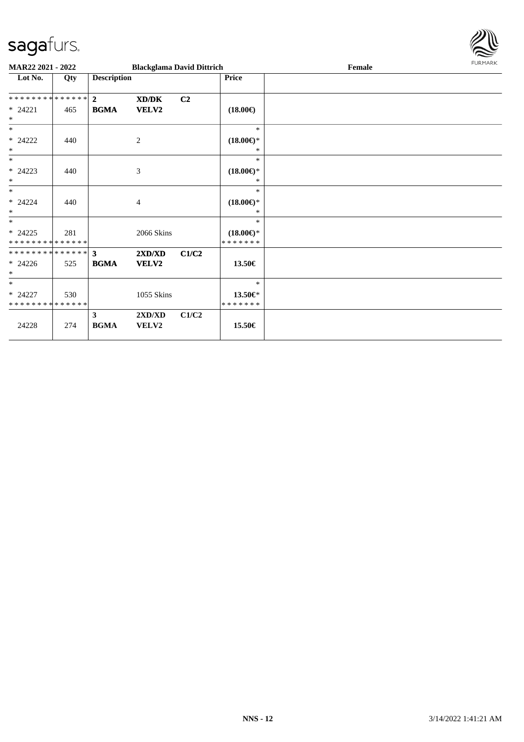**MAR22 2021 - 2022** **Blackglama David Dittrich** **Female**

| Lot No. | Qty | Description | | | Price | |
|---|---|---|---|---|---|---|
| * * * * * * * * * * * * * * | | **2** | **XD/DK** | **C2** | | |
| * 24221 | 465 | **BGMA** | **VELV2** | | **(18.00€)** | |
| * | | | | | | |
| * | | | | | * | |
| * 24222 | 440 | | 2 | | **(18.00€)***| |
| * | | | | | * | |
| * | | | | | * | |
| * 24223 | 440 | | 3 | | **(18.00€)***| |
| * | | | | | * | |
| * | | | | | * | |
| * 24224 | 440 | | 4 | | **(18.00€)***| |
| * | | | | | * | |
| * | | | | | * | |
| * 24225 | 281 | | 2066 Skins | | **(18.00€)***| |
| * * * * * * * * * * * * * * | | | | | * * * * * * * | |
| * * * * * * * * * * * * * * | | **3** | **2XD/XD** | **C1/C2** | | |
| * 24226 | 525 | **BGMA** | **VELV2** | | **13.50€** | |
| * | | | | | | |
| * | | | | | * | |
| * 24227 | 530 | | 1055 Skins | | **13.50€***| |
| * * * * * * * * * * * * * * | | | | | * * * * * * * | |
| | | **3** | **2XD/XD** | **C1/C2** | | |
| 24228 | 274 | **BGMA** | **VELV2** | | **15.50€** | |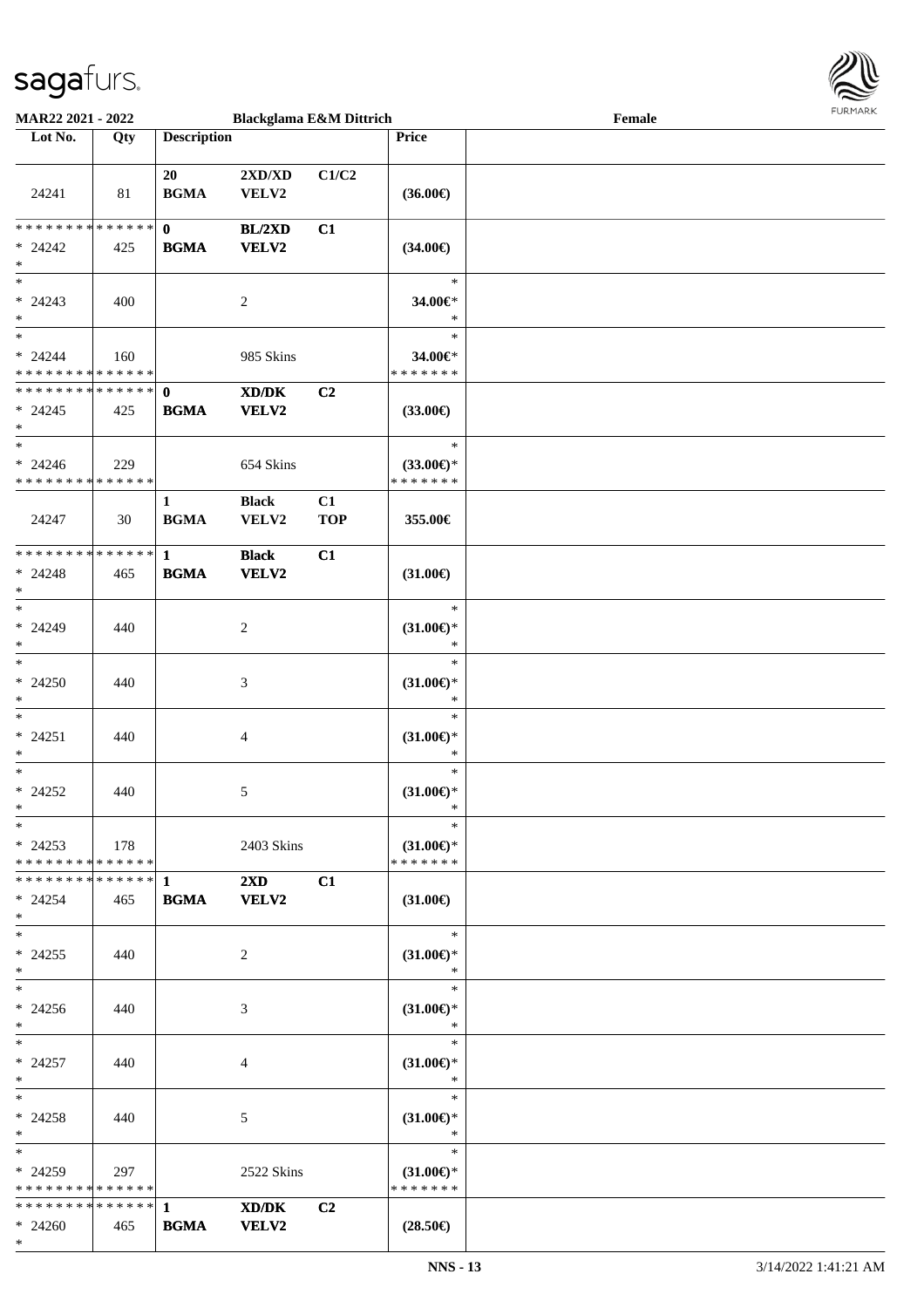**MAR22 2021 - 2022** **Blackglama E&M Dittrich** **Female**

| Lot No. | Qty | Description | | | Price | |
|---|---|---|---|---|---|---|
| 24241 | 81 | 20 BGMA | 2XD/XD VELV2 | C1/C2 | (36.00€) | |
| * * * * * * * * * * * * * * * 24242 * | 425 | 0 BGMA | BL/2XD VELV2 | C1 | (34.00€) | |
| * * 24243 * | 400 | | 2 | | * 34.00€* * | |
| * * 24244 * * * * * * * * * * * * * * | 160 | | 985 Skins | | * 34.00€* * * * * * * * | |
| * * * * * * * * * * * * * * * 24245 * | 425 | 0 BGMA | XD/DK VELV2 | C2 | (33.00€) | |
| * * 24246 * * * * * * * * * * * * * * | 229 | | 654 Skins | | * (33.00€)* * * * * * * * | |
| 24247 | 30 | 1 BGMA | Black VELV2 | C1 TOP | 355.00€ | |
| * * * * * * * * * * * * * * * 24248 * | 465 | 1 BGMA | Black VELV2 | C1 | (31.00€) | |
| * * 24249 * | 440 | | 2 | | * (31.00€)* * | |
| * * 24250 * | 440 | | 3 | | * (31.00€)* * | |
| * * 24251 * | 440 | | 4 | | * (31.00€)* * | |
| * * 24252 * | 440 | | 5 | | * (31.00€)* * | |
| * * 24253 * * * * * * * * * * * * * * | 178 | | 2403 Skins | | * (31.00€)* * * * * * * * | |
| * * * * * * * * * * * * * * * 24254 * | 465 | 1 BGMA | 2XD VELV2 | C1 | (31.00€) | |
| * * 24255 * | 440 | | 2 | | * (31.00€)* * | |
| * * 24256 * | 440 | | 3 | | * (31.00€)* * | |
| * * 24257 * | 440 | | 4 | | * (31.00€)* * | |
| * * 24258 * | 440 | | 5 | | * (31.00€)* * | |
| * * 24259 * * * * * * * * * * * * * * | 297 | | 2522 Skins | | * (31.00€)* * * * * * * * | |
| * * * * * * * * * * * * * * * 24260 * | 465 | 1 BGMA | XD/DK VELV2 | C2 | (28.50€) | |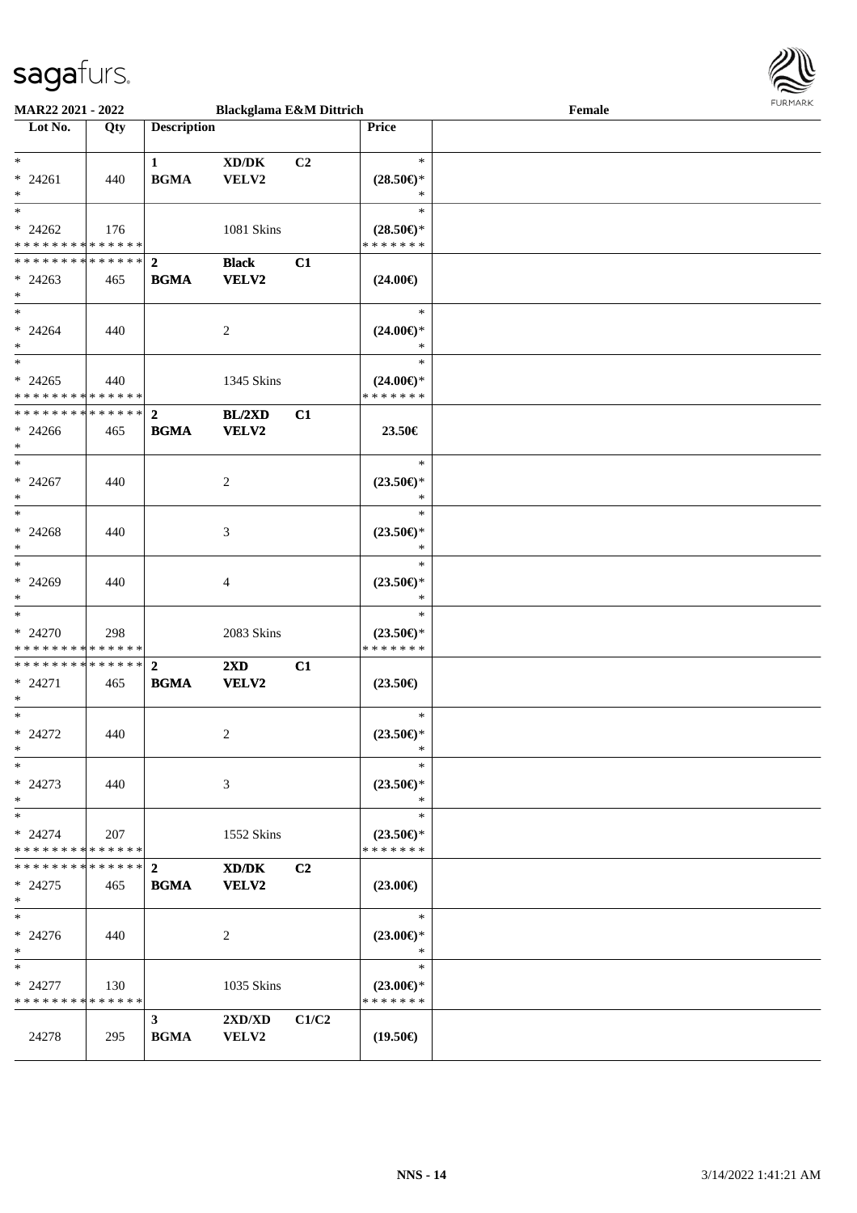MAR22 2021 - 2022 — Blackglama E&M Dittrich — Female

| Lot No. | Qty | Description | | | Price | |
|---|---|---|---|---|---|---|
| * <br> * 24261 <br> * | 440 | 1 <br> BGMA | XD/DK <br> VELV2 | C2 | * <br> (28.50€)* <br> * | |
| * <br> * 24262 <br> * * * * * * * * * * * * * * | 176 | | 1081 Skins | | * <br> (28.50€)* <br> * * * * * * * | |
| * * * * * * * * * * * * * * <br> * 24263 <br> * | 465 | 2 <br> BGMA | Black <br> VELV2 | C1 | (24.00€) | |
| * <br> * 24264 <br> * | 440 | | 2 | | * <br> (24.00€)* <br> * | |
| * <br> * 24265 <br> * * * * * * * * * * * * * * | 440 | | 1345 Skins | | * <br> (24.00€)* <br> * * * * * * * | |
| * * * * * * * * * * * * * * <br> * 24266 <br> * | 465 | 2 <br> BGMA | BL/2XD <br> VELV2 | C1 | 23.50€ | |
| * <br> * 24267 <br> * | 440 | | 2 | | * <br> (23.50€)* <br> * | |
| * <br> * 24268 <br> * | 440 | | 3 | | * <br> (23.50€)* <br> * | |
| * <br> * 24269 <br> * | 440 | | 4 | | * <br> (23.50€)* <br> * | |
| * <br> * 24270 <br> * * * * * * * * * * * * * * | 298 | | 2083 Skins | | * <br> (23.50€)* <br> * * * * * * * | |
| * * * * * * * * * * * * * * <br> * 24271 <br> * | 465 | 2 <br> BGMA | 2XD <br> VELV2 | C1 | (23.50€) | |
| * <br> * 24272 <br> * | 440 | | 2 | | * <br> (23.50€)* <br> * | |
| * <br> * 24273 <br> * | 440 | | 3 | | * <br> (23.50€)* <br> * | |
| * <br> * 24274 <br> * * * * * * * * * * * * * * | 207 | | 1552 Skins | | * <br> (23.50€)* <br> * * * * * * * | |
| * * * * * * * * * * * * * * <br> * 24275 <br> * | 465 | 2 <br> BGMA | XD/DK <br> VELV2 | C2 | (23.00€) | |
| * <br> * 24276 <br> * | 440 | | 2 | | * <br> (23.00€)* <br> * | |
| * <br> * 24277 <br> * * * * * * * * * * * * * * | 130 | | 1035 Skins | | * <br> (23.00€)* <br> * * * * * * * | |
| 24278 | 295 | 3 <br> BGMA | 2XD/XD <br> VELV2 | C1/C2 | (19.50€) | |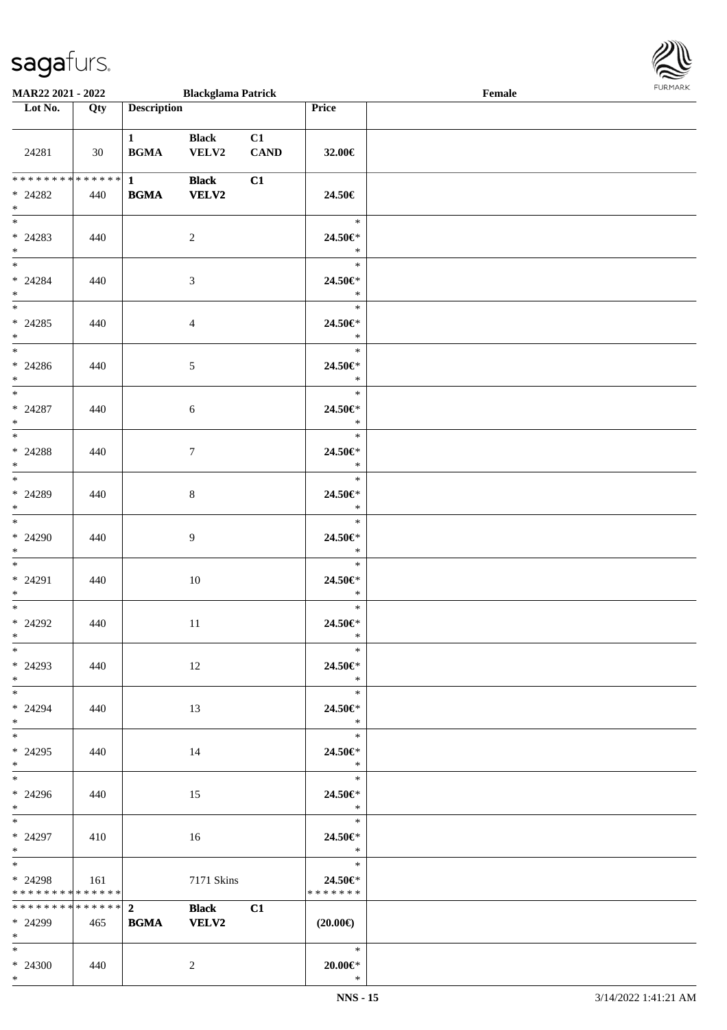**MAR22 2021 - 2022** **Blackglama Patrick** **Female**

| Lot No. | Qty | Description | | | Price | |
|---|---|---|---|---|---|---|
| 24281 | 30 | **1 BGMA** | **Black VELV2** | **C1 CAND** | **32.00€** | |
| * * * * * * * * * * * * * * * 24282 * | 440 | **1 BGMA** | **Black VELV2** | **C1** | **24.50€** | |
| * * 24283 * | 440 | | 2 | | * 24.50€* * | |
| * * 24284 * | 440 | | 3 | | * 24.50€* * | |
| * * 24285 * | 440 | | 4 | | * 24.50€* * | |
| * * 24286 * | 440 | | 5 | | * 24.50€* * | |
| * * 24287 * | 440 | | 6 | | * 24.50€* * | |
| * * 24288 * | 440 | | 7 | | * 24.50€* * | |
| * * 24289 * | 440 | | 8 | | * 24.50€* * | |
| * * 24290 * | 440 | | 9 | | * 24.50€* * | |
| * * 24291 * | 440 | | 10 | | * 24.50€* * | |
| * * 24292 * | 440 | | 11 | | * 24.50€* * | |
| * * 24293 * | 440 | | 12 | | * 24.50€* * | |
| * * 24294 * | 440 | | 13 | | * 24.50€* * | |
| * * 24295 * | 440 | | 14 | | * 24.50€* * | |
| * * 24296 * | 440 | | 15 | | * 24.50€* * | |
| * * 24297 * | 410 | | 16 | | * 24.50€* * | |
| * * 24298 * * * * * * * * * * * * * * | 161 | | 7171 Skins | | * 24.50€* * * * * * * * | |
| * * * * * * * * * * * * * * * 24299 * | 465 | **2 BGMA** | **Black VELV2** | **C1** | **(20.00€)** | |
| * * 24300 * | 440 | | 2 | | * 20.00€* * | |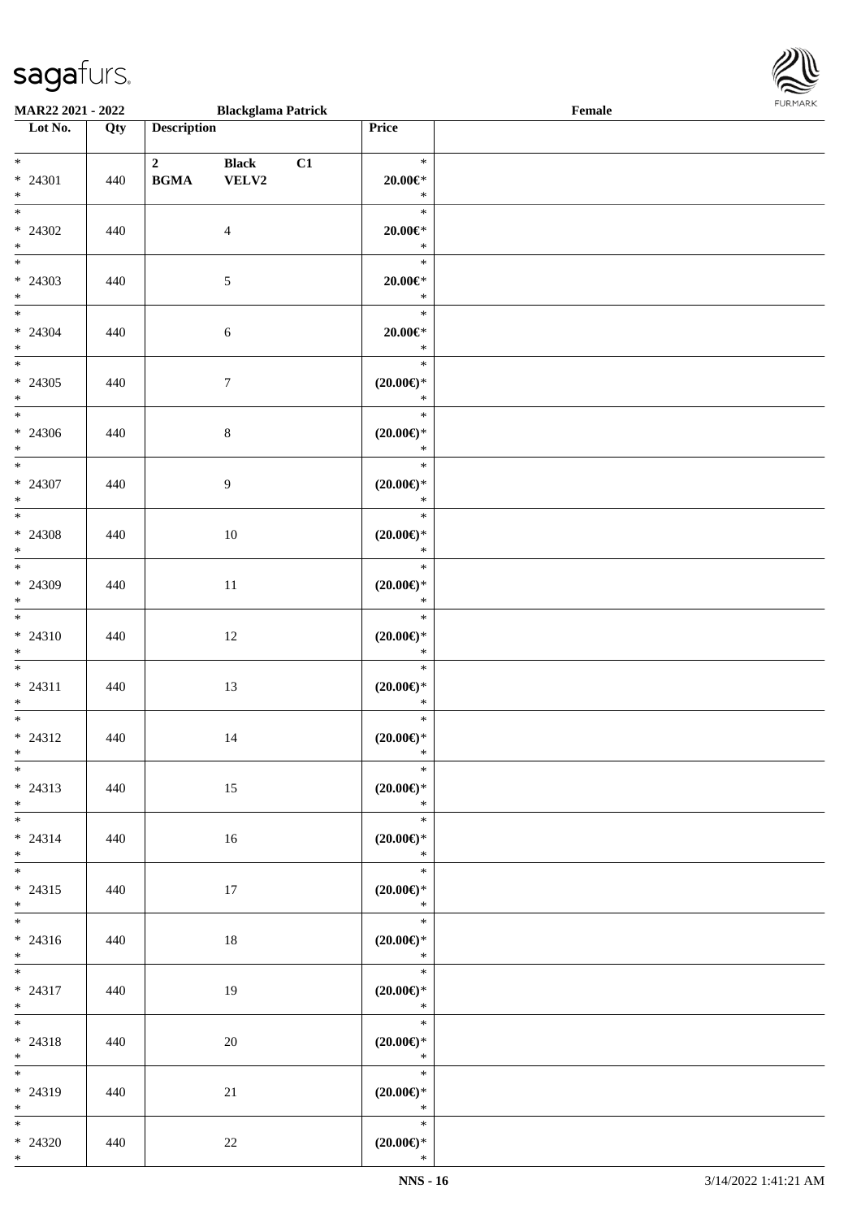| Lot No. | Qty | Description | | | Price | |
|---|---|---|---|---|---|---|
| * 24301 * | 440 | 2 BGMA | Black VELV2 | C1 | * 20.00€* * | |
| * 24302 * | 440 | | 4 | | * 20.00€* * | |
| * 24303 * | 440 | | 5 | | * 20.00€* * | |
| * 24304 * | 440 | | 6 | | * 20.00€* * | |
| * 24305 * | 440 | | 7 | | * (20.00€)* * | |
| * 24306 * | 440 | | 8 | | * (20.00€)* * | |
| * 24307 * | 440 | | 9 | | * (20.00€)* * | |
| * 24308 * | 440 | | 10 | | * (20.00€)* * | |
| * 24309 * | 440 | | 11 | | * (20.00€)* * | |
| * 24310 * | 440 | | 12 | | * (20.00€)* * | |
| * 24311 * | 440 | | 13 | | * (20.00€)* * | |
| * 24312 * | 440 | | 14 | | * (20.00€)* * | |
| * 24313 * | 440 | | 15 | | * (20.00€)* * | |
| * 24314 * | 440 | | 16 | | * (20.00€)* * | |
| * 24315 * | 440 | | 17 | | * (20.00€)* * | |
| * 24316 * | 440 | | 18 | | * (20.00€)* * | |
| * 24317 * | 440 | | 19 | | * (20.00€)* * | |
| * 24318 * | 440 | | 20 | | * (20.00€)* * | |
| * 24319 * | 440 | | 21 | | * (20.00€)* * | |
| * 24320 * | 440 | | 22 | | * (20.00€)* * | |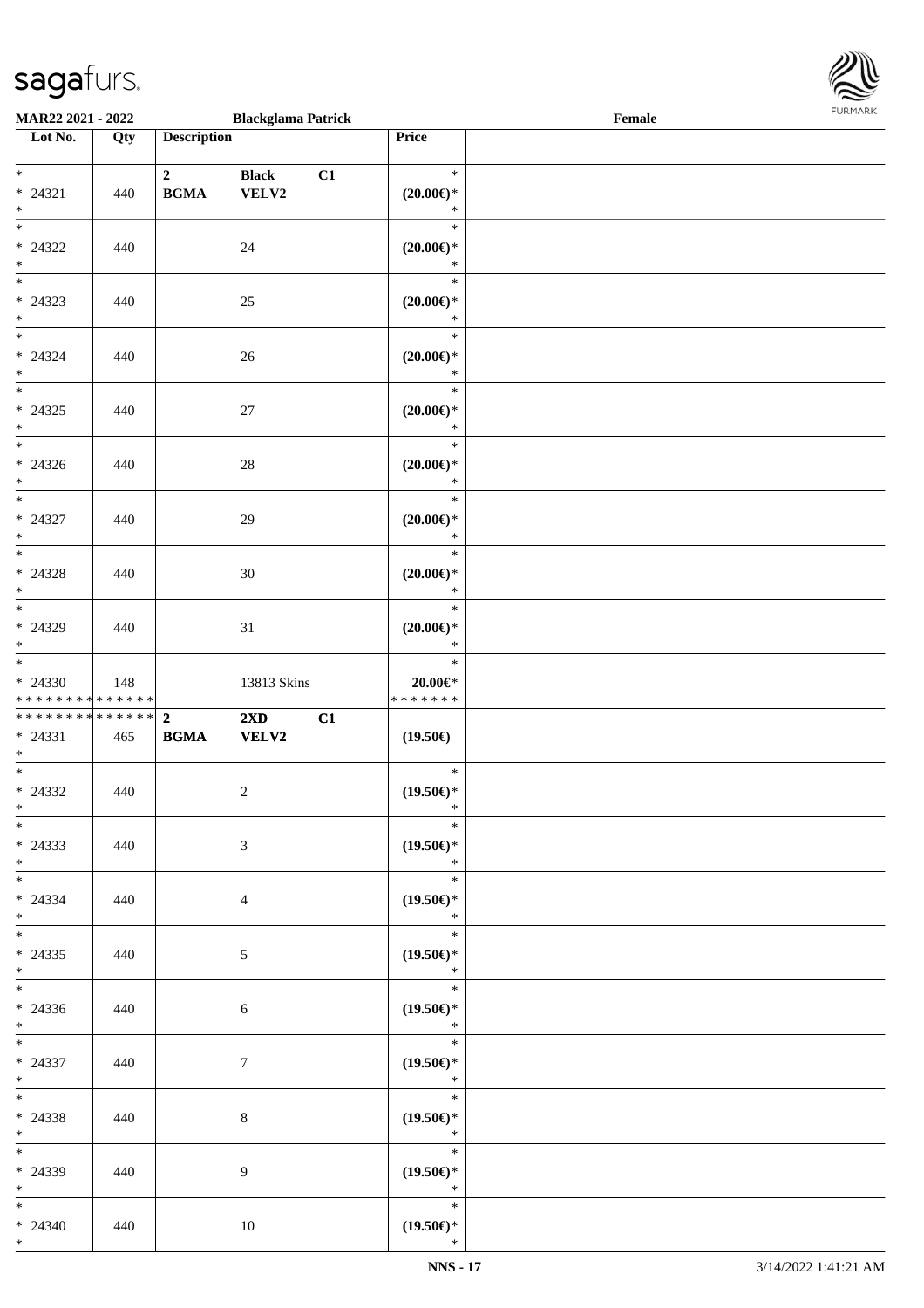| Lot No. | Qty | Description | | | Price |
|---|---|---|---|---|---|
| * | | 2 | **Black** | C1 | * |
| * 24321 | 440 | **BGMA** | **VELV2** | | **(20.00€)*** |
| * | | | | | * |
| * 24322 | 440 | | 24 | | **(20.00€)*** |
| * | | | | | * |
| * 24323 | 440 | | 25 | | **(20.00€)*** |
| * | | | | | * |
| * 24324 | 440 | | 26 | | **(20.00€)*** |
| * | | | | | * |
| * 24325 | 440 | | 27 | | **(20.00€)*** |
| * | | | | | * |
| * 24326 | 440 | | 28 | | **(20.00€)*** |
| * | | | | | * |
| * 24327 | 440 | | 29 | | **(20.00€)*** |
| * | | | | | * |
| * 24328 | 440 | | 30 | | **(20.00€)*** |
| * | | | | | * |
| * 24329 | 440 | | 31 | | **(20.00€)*** |
| * | | | | | * |
| * 24330 | 148 | | 13813 Skins | | **20.00€*** |
| * * * * * * * * * * * * * * | | | | | * * * * * * * |
| * * * * * * * * * * * * * * | | **2** | **2XD** | **C1** | |
| * 24331 | 465 | **BGMA** | **VELV2** | | **(19.50€)** |
| * | | | | | * |
| * 24332 | 440 | | 2 | | **(19.50€)*** |
| * | | | | | * |
| * 24333 | 440 | | 3 | | **(19.50€)*** |
| * | | | | | * |
| * 24334 | 440 | | 4 | | **(19.50€)*** |
| * | | | | | * |
| * 24335 | 440 | | 5 | | **(19.50€)*** |
| * | | | | | * |
| * 24336 | 440 | | 6 | | **(19.50€)*** |
| * | | | | | * |
| * 24337 | 440 | | 7 | | **(19.50€)*** |
| * | | | | | * |
| * 24338 | 440 | | 8 | | **(19.50€)*** |
| * | | | | | * |
| * 24339 | 440 | | 9 | | **(19.50€)*** |
| * | | | | | * |
| * 24340 | 440 | | 10 | | **(19.50€)*** |
| * | | | | | * |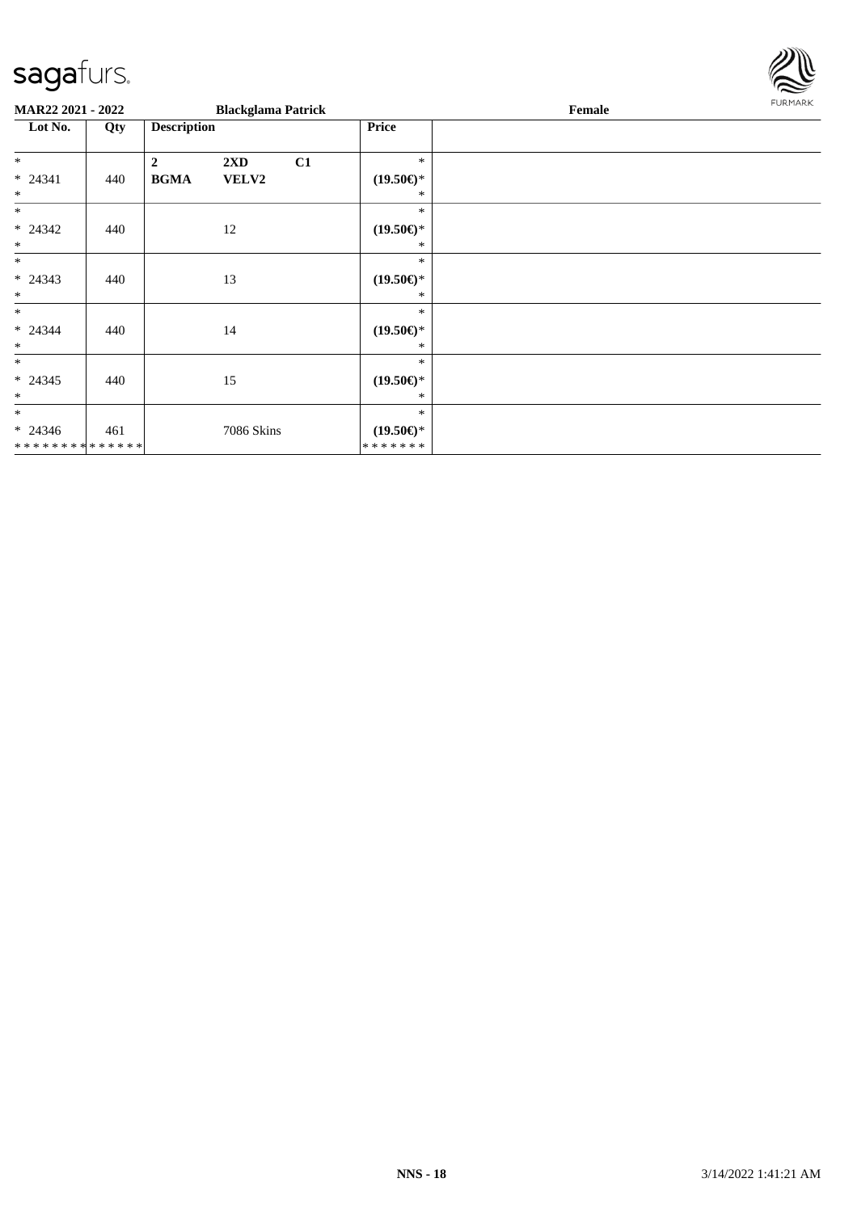**MAR22 2021 - 2022** **Blackglama Patrick** **Female**

| Lot No. | Qty | Description | | | Price | |
|---|---|---|---|---|---|---|
| * <br> * 24341 <br> * | 440 | **2** <br> **BGMA** | **2XD** <br> **VELV2** | **C1** | * <br> **(19.50€)*** <br> * | |
| * <br> * 24342 <br> * | 440 | | 12 | | * <br> **(19.50€)*** <br> * | |
| * <br> * 24343 <br> * | 440 | | 13 | | * <br> **(19.50€)*** <br> * | |
| * <br> * 24344 <br> * | 440 | | 14 | | * <br> **(19.50€)*** <br> * | |
| * <br> * 24345 <br> * | 440 | | 15 | | * <br> **(19.50€)*** <br> * | |
| * <br> * 24346 <br> * * * * * * * * * * * * * * | 461 | | 7086 Skins | | * <br> **(19.50€)*** <br> * * * * * * * | |

**NNS - 18** 3/14/2022 1:41:21 AM